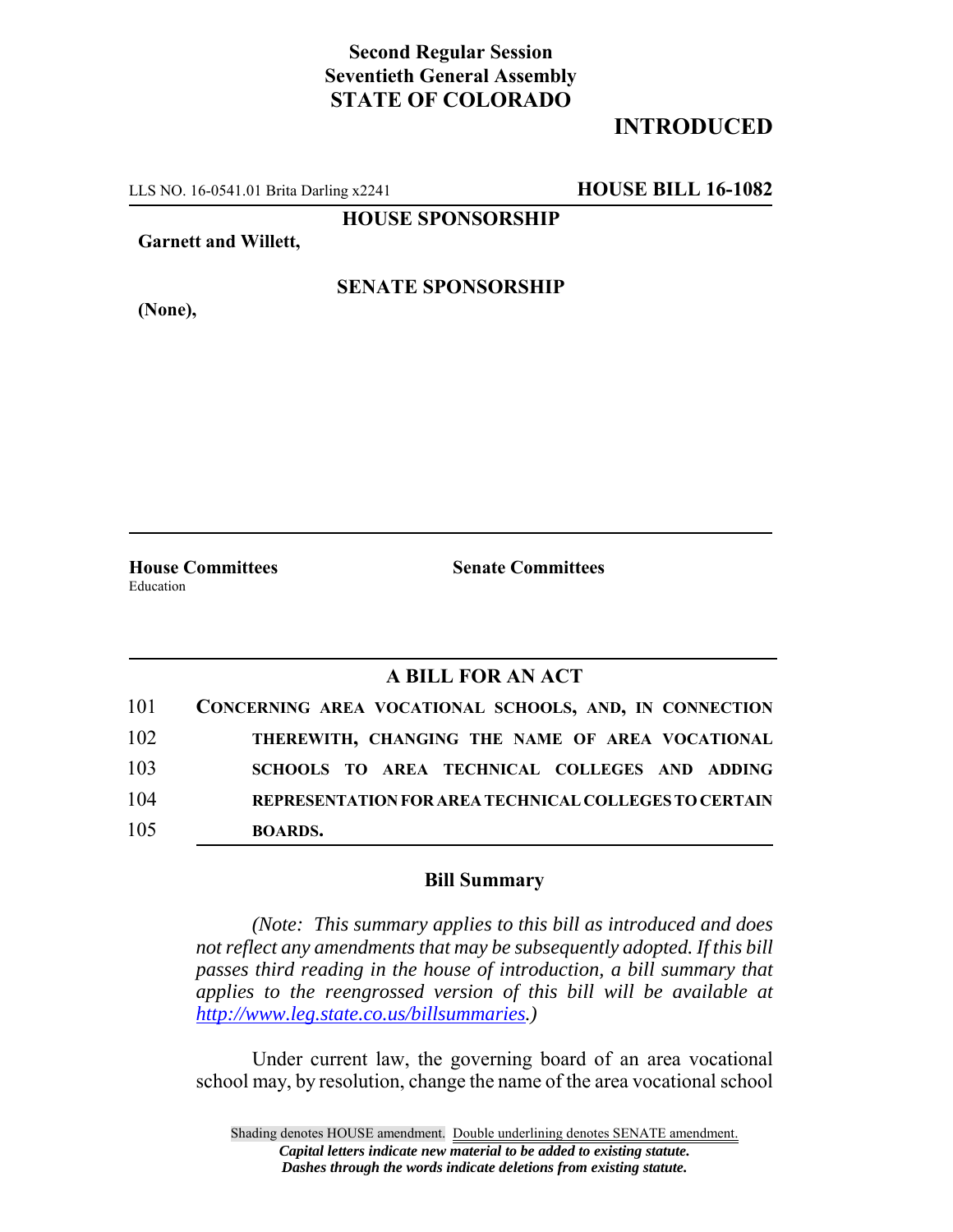**Second Regular Session**
**Seventieth General Assembly**
**STATE OF COLORADO**

# INTRODUCED

LLS NO. 16-0541.01 Brita Darling x2241 **HOUSE BILL 16-1082**

**HOUSE SPONSORSHIP**

**Garnett and Willett,**

**SENATE SPONSORSHIP**

**(None),**

**House Committees**
Education

**Senate Committees**

## A BILL FOR AN ACT

101 **CONCERNING AREA VOCATIONAL SCHOOLS, AND, IN CONNECTION**
102 **THEREWITH, CHANGING THE NAME OF AREA VOCATIONAL**
103 **SCHOOLS TO AREA TECHNICAL COLLEGES AND ADDING**
104 **REPRESENTATION FOR AREA TECHNICAL COLLEGES TO CERTAIN**
105 **BOARDS.**

### Bill Summary

*(Note: This summary applies to this bill as introduced and does not reflect any amendments that may be subsequently adopted. If this bill passes third reading in the house of introduction, a bill summary that applies to the reengrossed version of this bill will be available at http://www.leg.state.co.us/billsummaries.)*

Under current law, the governing board of an area vocational school may, by resolution, change the name of the area vocational school

Shading denotes HOUSE amendment. Double underlining denotes SENATE amendment.
***Capital letters indicate new material to be added to existing statute.***
***Dashes through the words indicate deletions from existing statute.***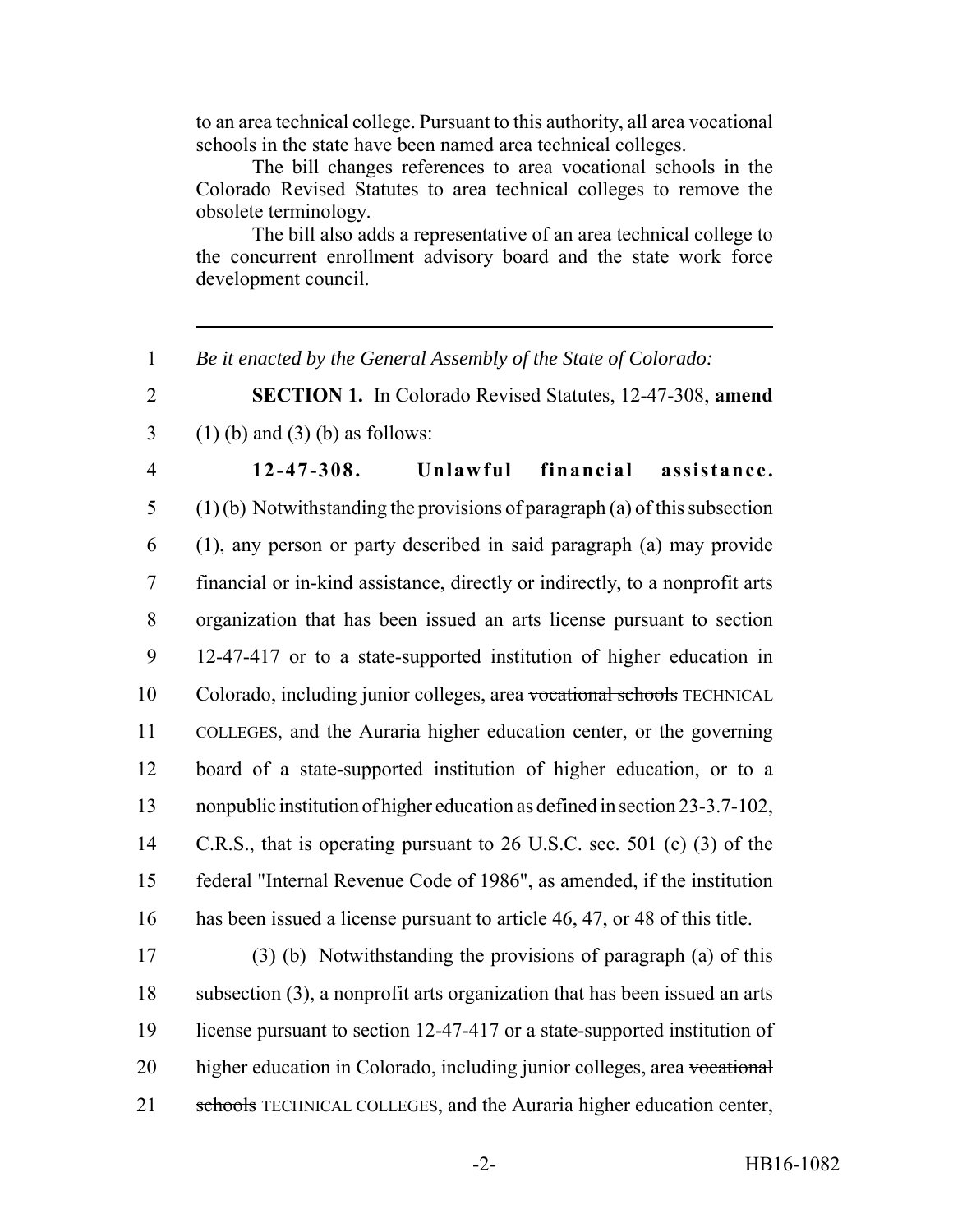to an area technical college. Pursuant to this authority, all area vocational schools in the state have been named area technical colleges.

The bill changes references to area vocational schools in the Colorado Revised Statutes to area technical colleges to remove the obsolete terminology.

The bill also adds a representative of an area technical college to the concurrent enrollment advisory board and the state work force development council.

---

1 *Be it enacted by the General Assembly of the State of Colorado:*

2 **SECTION 1.** In Colorado Revised Statutes, 12-47-308, **amend**
3 (1) (b) and (3) (b) as follows:

4 **12-47-308. Unlawful financial assistance.**
5 (1) (b) Notwithstanding the provisions of paragraph (a) of this subsection
6 (1), any person or party described in said paragraph (a) may provide
7 financial or in-kind assistance, directly or indirectly, to a nonprofit arts
8 organization that has been issued an arts license pursuant to section
9 12-47-417 or to a state-supported institution of higher education in
10 Colorado, including junior colleges, area ~~vocational schools~~ TECHNICAL
11 COLLEGES, and the Auraria higher education center, or the governing
12 board of a state-supported institution of higher education, or to a
13 nonpublic institution of higher education as defined in section 23-3.7-102,
14 C.R.S., that is operating pursuant to 26 U.S.C. sec. 501 (c) (3) of the
15 federal "Internal Revenue Code of 1986", as amended, if the institution
16 has been issued a license pursuant to article 46, 47, or 48 of this title.

17 (3) (b) Notwithstanding the provisions of paragraph (a) of this
18 subsection (3), a nonprofit arts organization that has been issued an arts
19 license pursuant to section 12-47-417 or a state-supported institution of
20 higher education in Colorado, including junior colleges, area ~~vocational~~
21 ~~schools~~ TECHNICAL COLLEGES, and the Auraria higher education center,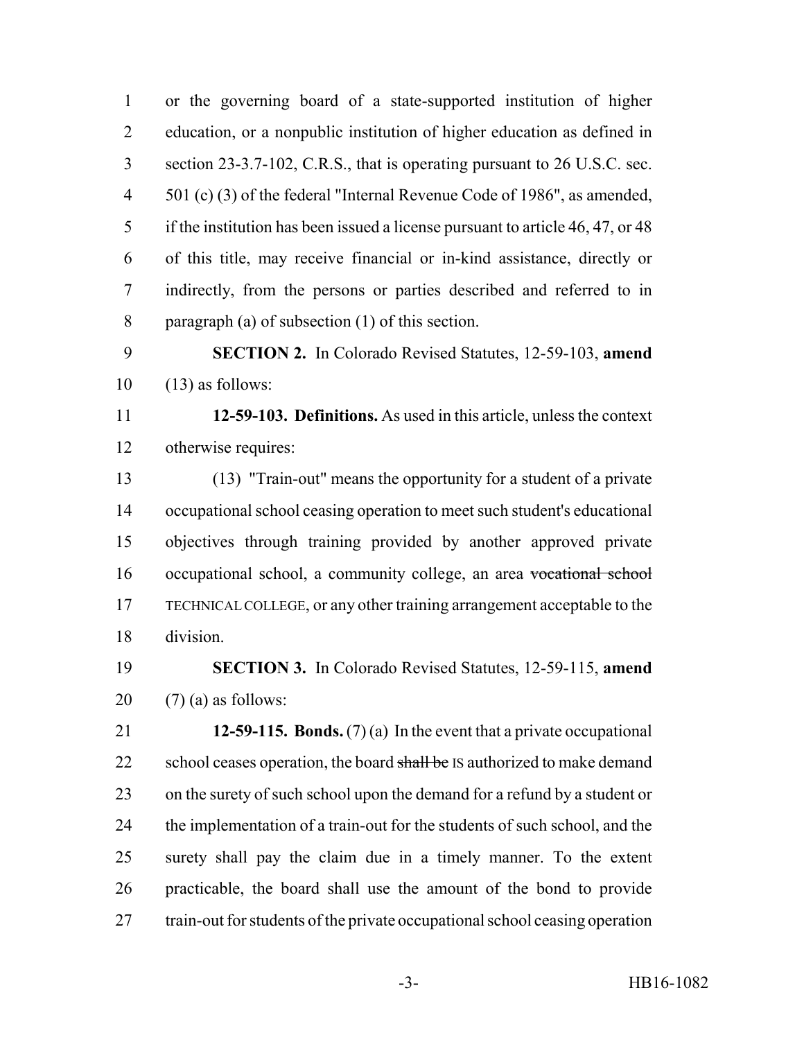or the governing board of a state-supported institution of higher education, or a nonpublic institution of higher education as defined in section 23-3.7-102, C.R.S., that is operating pursuant to 26 U.S.C. sec. 501 (c) (3) of the federal "Internal Revenue Code of 1986", as amended, if the institution has been issued a license pursuant to article 46, 47, or 48 of this title, may receive financial or in-kind assistance, directly or indirectly, from the persons or parties described and referred to in paragraph (a) of subsection (1) of this section.

**SECTION 2.** In Colorado Revised Statutes, 12-59-103, **amend** (13) as follows:

**12-59-103. Definitions.** As used in this article, unless the context otherwise requires:

(13) "Train-out" means the opportunity for a student of a private occupational school ceasing operation to meet such student's educational objectives through training provided by another approved private occupational school, a community college, an area ~~vocational school~~ TECHNICAL COLLEGE, or any other training arrangement acceptable to the division.

**SECTION 3.** In Colorado Revised Statutes, 12-59-115, **amend** (7) (a) as follows:

**12-59-115. Bonds.** (7) (a) In the event that a private occupational school ceases operation, the board ~~shall be~~ IS authorized to make demand on the surety of such school upon the demand for a refund by a student or the implementation of a train-out for the students of such school, and the surety shall pay the claim due in a timely manner. To the extent practicable, the board shall use the amount of the bond to provide train-out for students of the private occupational school ceasing operation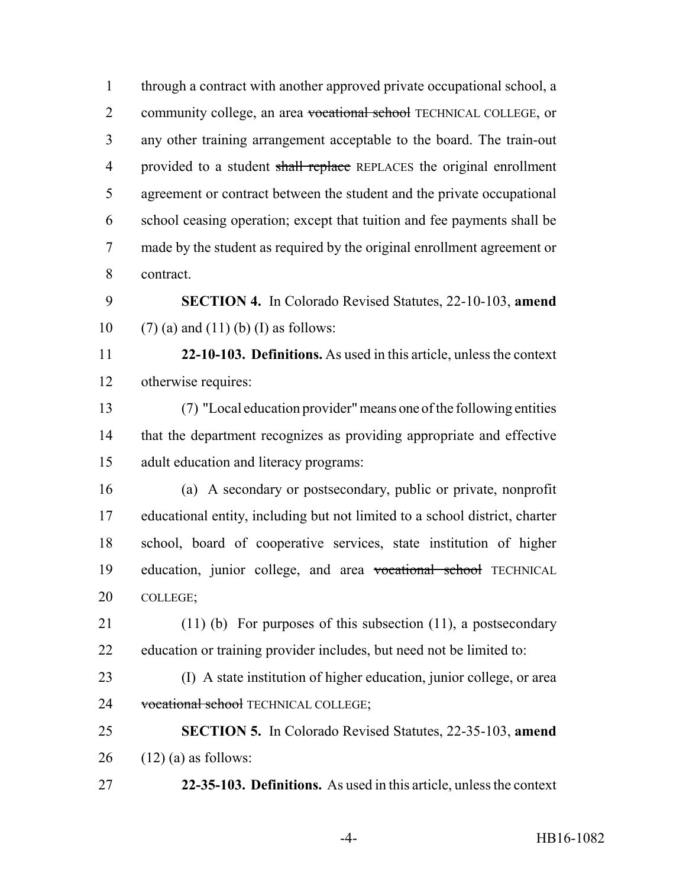through a contract with another approved private occupational school, a community college, an area ~~vocational school~~ TECHNICAL COLLEGE, or any other training arrangement acceptable to the board. The train-out provided to a student ~~shall replace~~ REPLACES the original enrollment agreement or contract between the student and the private occupational school ceasing operation; except that tuition and fee payments shall be made by the student as required by the original enrollment agreement or contract.

**SECTION 4.** In Colorado Revised Statutes, 22-10-103, **amend** (7) (a) and (11) (b) (I) as follows:

**22-10-103. Definitions.** As used in this article, unless the context otherwise requires:

(7) "Local education provider" means one of the following entities that the department recognizes as providing appropriate and effective adult education and literacy programs:

(a) A secondary or postsecondary, public or private, nonprofit educational entity, including but not limited to a school district, charter school, board of cooperative services, state institution of higher education, junior college, and area ~~vocational school~~ TECHNICAL COLLEGE;

(11) (b) For purposes of this subsection (11), a postsecondary education or training provider includes, but need not be limited to:

(I) A state institution of higher education, junior college, or area ~~vocational school~~ TECHNICAL COLLEGE;

**SECTION 5.** In Colorado Revised Statutes, 22-35-103, **amend** (12) (a) as follows:

**22-35-103. Definitions.** As used in this article, unless the context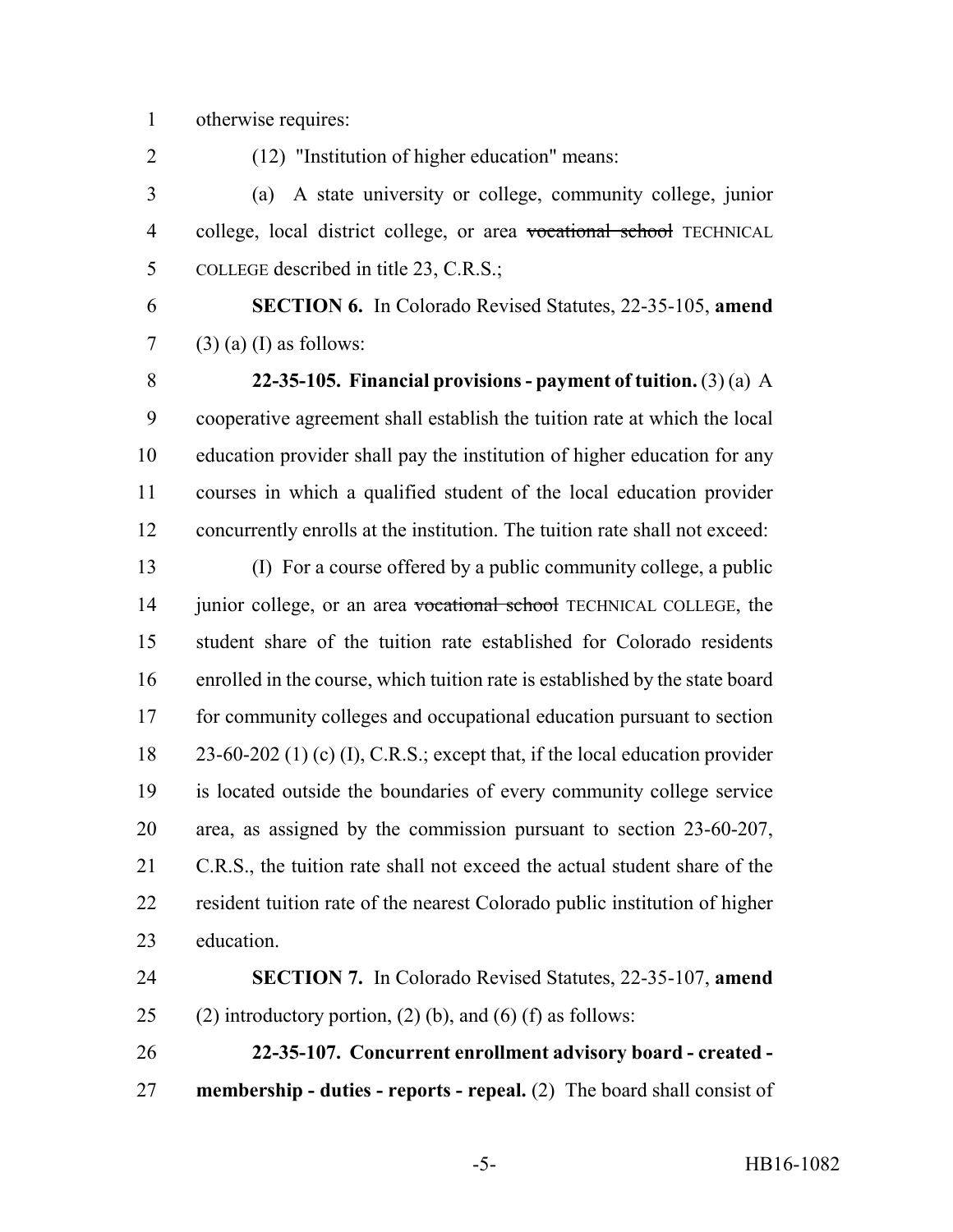otherwise requires:

(12) "Institution of higher education" means:

(a) A state university or college, community college, junior college, local district college, or area ~~vocational school~~ TECHNICAL COLLEGE described in title 23, C.R.S.;

**SECTION 6.** In Colorado Revised Statutes, 22-35-105, **amend** (3) (a) (I) as follows:

**22-35-105. Financial provisions - payment of tuition.** (3) (a) A cooperative agreement shall establish the tuition rate at which the local education provider shall pay the institution of higher education for any courses in which a qualified student of the local education provider concurrently enrolls at the institution. The tuition rate shall not exceed:

(I) For a course offered by a public community college, a public junior college, or an area ~~vocational school~~ TECHNICAL COLLEGE, the student share of the tuition rate established for Colorado residents enrolled in the course, which tuition rate is established by the state board for community colleges and occupational education pursuant to section 23-60-202 (1) (c) (I), C.R.S.; except that, if the local education provider is located outside the boundaries of every community college service area, as assigned by the commission pursuant to section 23-60-207, C.R.S., the tuition rate shall not exceed the actual student share of the resident tuition rate of the nearest Colorado public institution of higher education.

**SECTION 7.** In Colorado Revised Statutes, 22-35-107, **amend** (2) introductory portion, (2) (b), and (6) (f) as follows:

**22-35-107. Concurrent enrollment advisory board - created - membership - duties - reports - repeal.** (2) The board shall consist of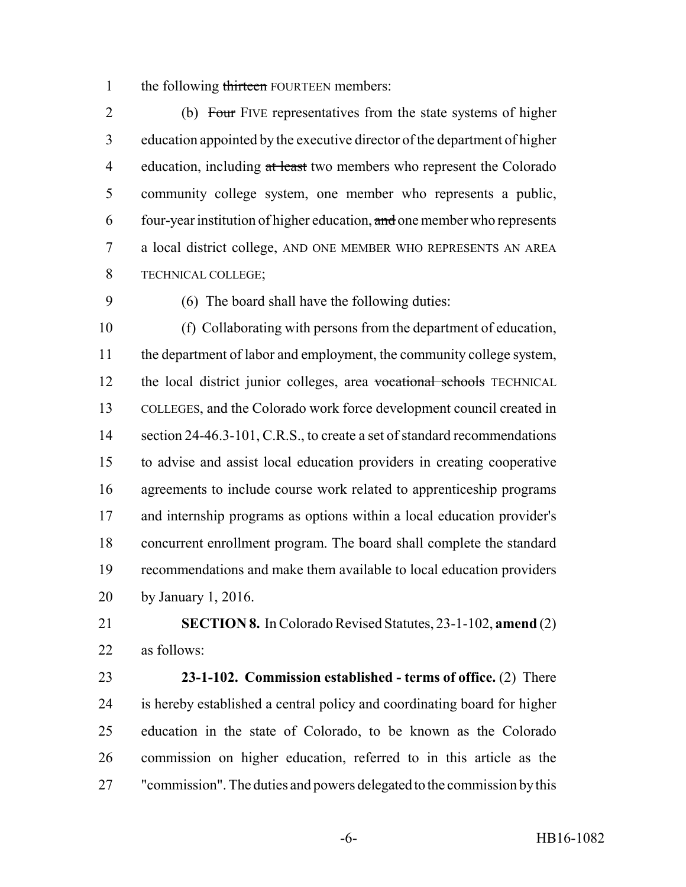the following ~~thirteen~~ FOURTEEN members:

(b) ~~Four~~ FIVE representatives from the state systems of higher education appointed by the executive director of the department of higher education, including ~~at least~~ two members who represent the Colorado community college system, one member who represents a public, four-year institution of higher education, ~~and~~ one member who represents a local district college, AND ONE MEMBER WHO REPRESENTS AN AREA TECHNICAL COLLEGE;

(6) The board shall have the following duties:

(f) Collaborating with persons from the department of education, the department of labor and employment, the community college system, the local district junior colleges, area ~~vocational schools~~ TECHNICAL COLLEGES, and the Colorado work force development council created in section 24-46.3-101, C.R.S., to create a set of standard recommendations to advise and assist local education providers in creating cooperative agreements to include course work related to apprenticeship programs and internship programs as options within a local education provider's concurrent enrollment program. The board shall complete the standard recommendations and make them available to local education providers by January 1, 2016.

**SECTION 8.** In Colorado Revised Statutes, 23-1-102, **amend** (2) as follows:

**23-1-102. Commission established - terms of office.** (2) There is hereby established a central policy and coordinating board for higher education in the state of Colorado, to be known as the Colorado commission on higher education, referred to in this article as the "commission". The duties and powers delegated to the commission by this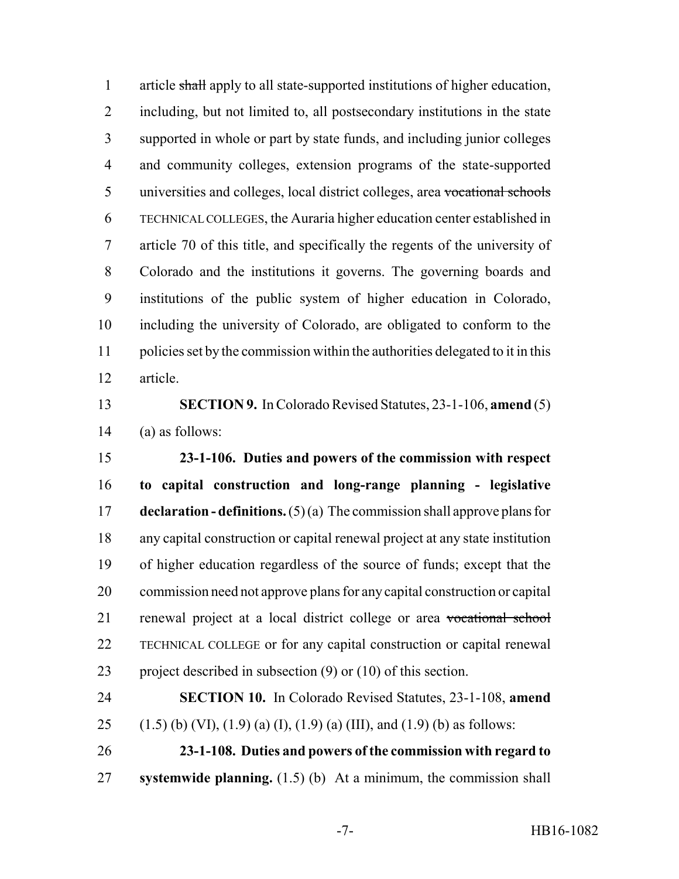article ~~shall~~ apply to all state-supported institutions of higher education, including, but not limited to, all postsecondary institutions in the state supported in whole or part by state funds, and including junior colleges and community colleges, extension programs of the state-supported universities and colleges, local district colleges, area ~~vocational schools~~ TECHNICAL COLLEGES, the Auraria higher education center established in article 70 of this title, and specifically the regents of the university of Colorado and the institutions it governs. The governing boards and institutions of the public system of higher education in Colorado, including the university of Colorado, are obligated to conform to the policies set by the commission within the authorities delegated to it in this article.

**SECTION 9.** In Colorado Revised Statutes, 23-1-106, **amend** (5) (a) as follows:

**23-1-106. Duties and powers of the commission with respect to capital construction and long-range planning - legislative declaration - definitions.** (5) (a) The commission shall approve plans for any capital construction or capital renewal project at any state institution of higher education regardless of the source of funds; except that the commission need not approve plans for any capital construction or capital renewal project at a local district college or area ~~vocational school~~ TECHNICAL COLLEGE or for any capital construction or capital renewal project described in subsection (9) or (10) of this section.

**SECTION 10.** In Colorado Revised Statutes, 23-1-108, **amend** (1.5) (b) (VI), (1.9) (a) (I), (1.9) (a) (III), and (1.9) (b) as follows:

**23-1-108. Duties and powers of the commission with regard to systemwide planning.** (1.5) (b) At a minimum, the commission shall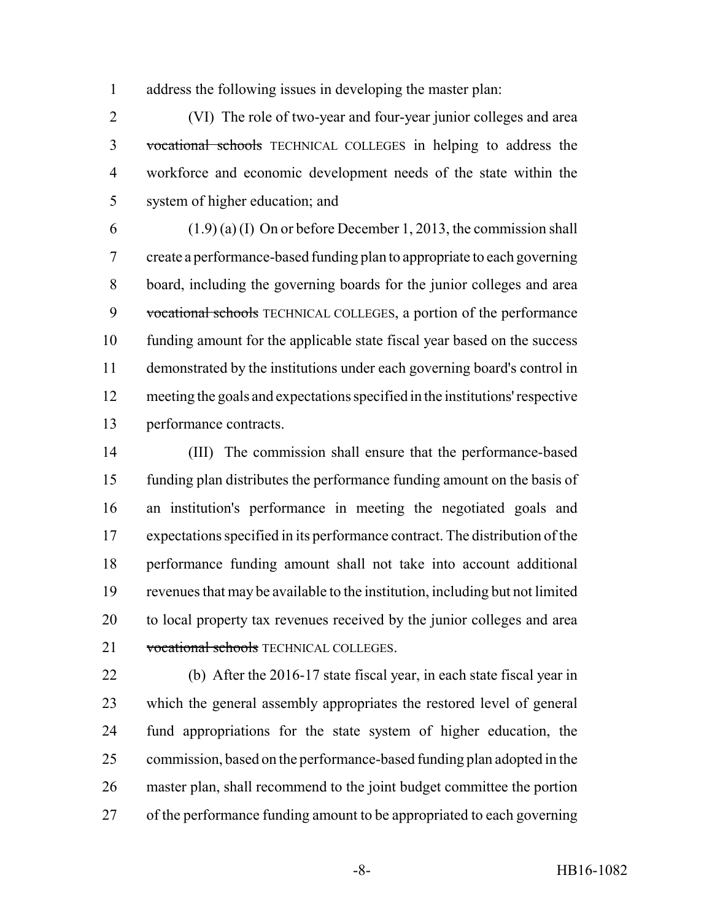address the following issues in developing the master plan:

(VI) The role of two-year and four-year junior colleges and area ~~vocational schools~~ TECHNICAL COLLEGES in helping to address the workforce and economic development needs of the state within the system of higher education; and

(1.9) (a) (I) On or before December 1, 2013, the commission shall create a performance-based funding plan to appropriate to each governing board, including the governing boards for the junior colleges and area ~~vocational schools~~ TECHNICAL COLLEGES, a portion of the performance funding amount for the applicable state fiscal year based on the success demonstrated by the institutions under each governing board's control in meeting the goals and expectations specified in the institutions' respective performance contracts.

(III) The commission shall ensure that the performance-based funding plan distributes the performance funding amount on the basis of an institution's performance in meeting the negotiated goals and expectations specified in its performance contract. The distribution of the performance funding amount shall not take into account additional revenues that may be available to the institution, including but not limited to local property tax revenues received by the junior colleges and area ~~vocational schools~~ TECHNICAL COLLEGES.

(b) After the 2016-17 state fiscal year, in each state fiscal year in which the general assembly appropriates the restored level of general fund appropriations for the state system of higher education, the commission, based on the performance-based funding plan adopted in the master plan, shall recommend to the joint budget committee the portion of the performance funding amount to be appropriated to each governing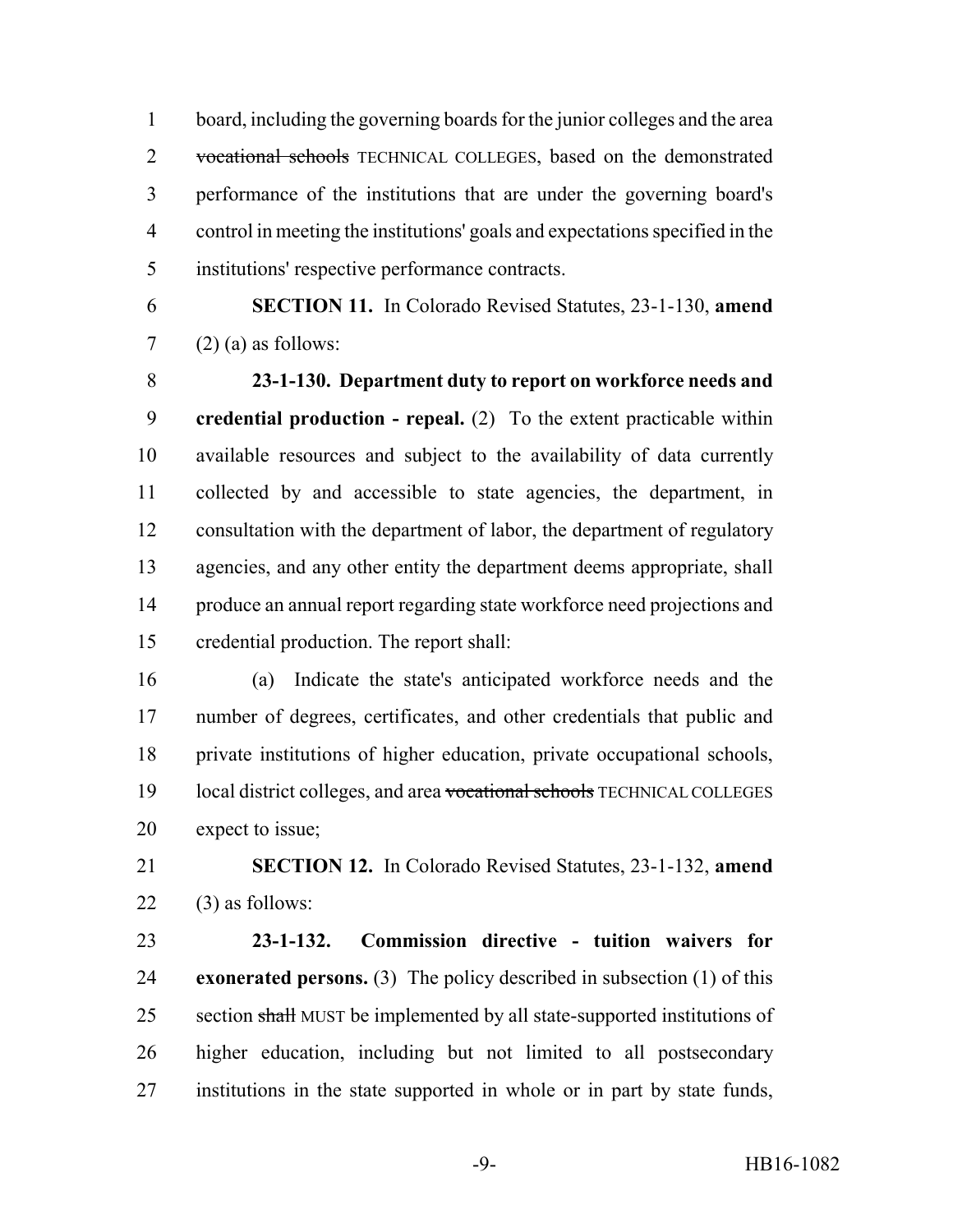board, including the governing boards for the junior colleges and the area ~~vocational schools~~ TECHNICAL COLLEGES, based on the demonstrated performance of the institutions that are under the governing board's control in meeting the institutions' goals and expectations specified in the institutions' respective performance contracts.

**SECTION 11.** In Colorado Revised Statutes, 23-1-130, **amend** (2) (a) as follows:

**23-1-130. Department duty to report on workforce needs and credential production - repeal.** (2) To the extent practicable within available resources and subject to the availability of data currently collected by and accessible to state agencies, the department, in consultation with the department of labor, the department of regulatory agencies, and any other entity the department deems appropriate, shall produce an annual report regarding state workforce need projections and credential production. The report shall:

(a) Indicate the state's anticipated workforce needs and the number of degrees, certificates, and other credentials that public and private institutions of higher education, private occupational schools, local district colleges, and area ~~vocational schools~~ TECHNICAL COLLEGES expect to issue;

**SECTION 12.** In Colorado Revised Statutes, 23-1-132, **amend** (3) as follows:

**23-1-132. Commission directive - tuition waivers for exonerated persons.** (3) The policy described in subsection (1) of this section ~~shall~~ MUST be implemented by all state-supported institutions of higher education, including but not limited to all postsecondary institutions in the state supported in whole or in part by state funds,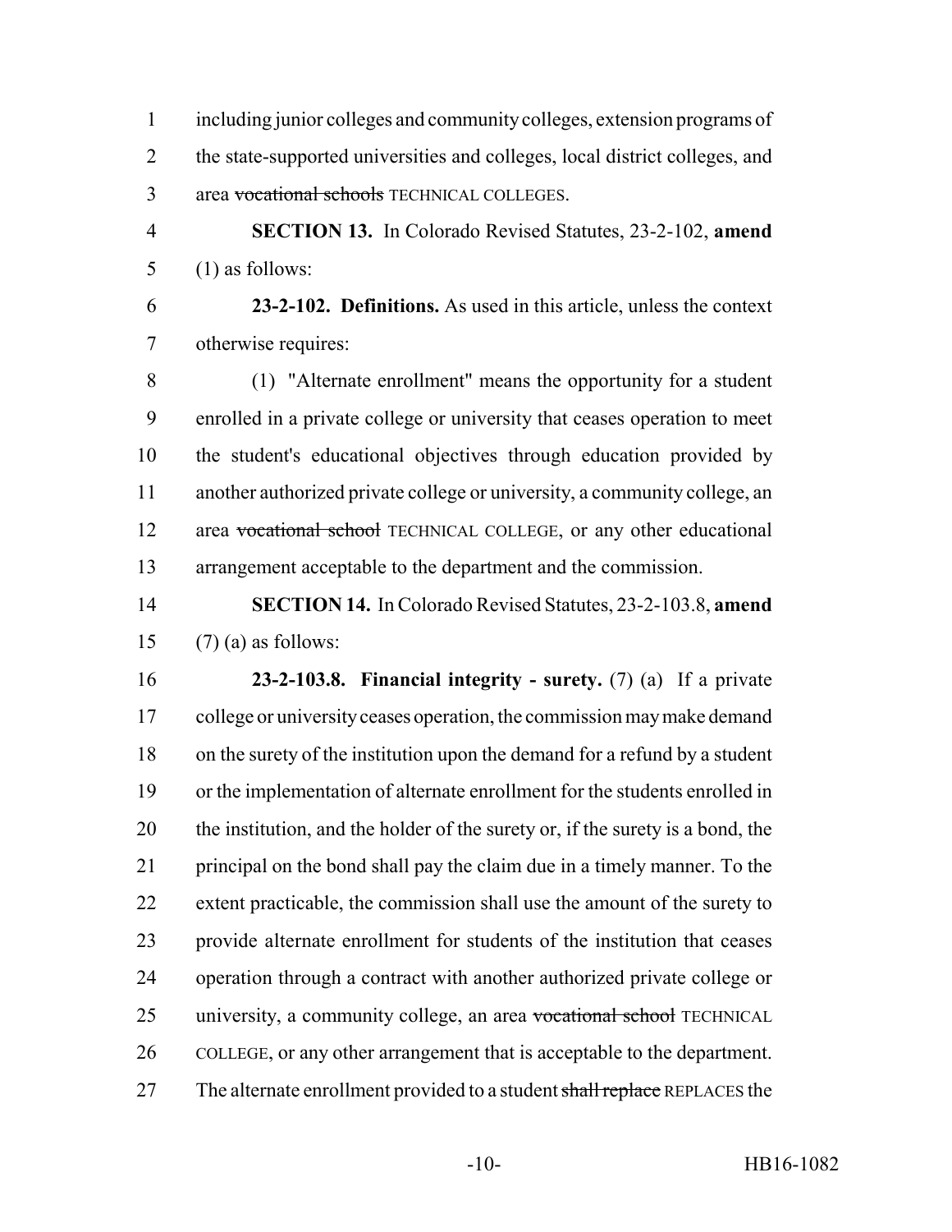including junior colleges and community colleges, extension programs of the state-supported universities and colleges, local district colleges, and area ~~vocational schools~~ TECHNICAL COLLEGES.

**SECTION 13.** In Colorado Revised Statutes, 23-2-102, **amend** (1) as follows:

**23-2-102. Definitions.** As used in this article, unless the context otherwise requires:

(1) "Alternate enrollment" means the opportunity for a student enrolled in a private college or university that ceases operation to meet the student's educational objectives through education provided by another authorized private college or university, a community college, an area ~~vocational school~~ TECHNICAL COLLEGE, or any other educational arrangement acceptable to the department and the commission.

**SECTION 14.** In Colorado Revised Statutes, 23-2-103.8, **amend** (7) (a) as follows:

**23-2-103.8. Financial integrity - surety.** (7) (a) If a private college or university ceases operation, the commission may make demand on the surety of the institution upon the demand for a refund by a student or the implementation of alternate enrollment for the students enrolled in the institution, and the holder of the surety or, if the surety is a bond, the principal on the bond shall pay the claim due in a timely manner. To the extent practicable, the commission shall use the amount of the surety to provide alternate enrollment for students of the institution that ceases operation through a contract with another authorized private college or university, a community college, an area ~~vocational school~~ TECHNICAL COLLEGE, or any other arrangement that is acceptable to the department. The alternate enrollment provided to a student ~~shall replace~~ REPLACES the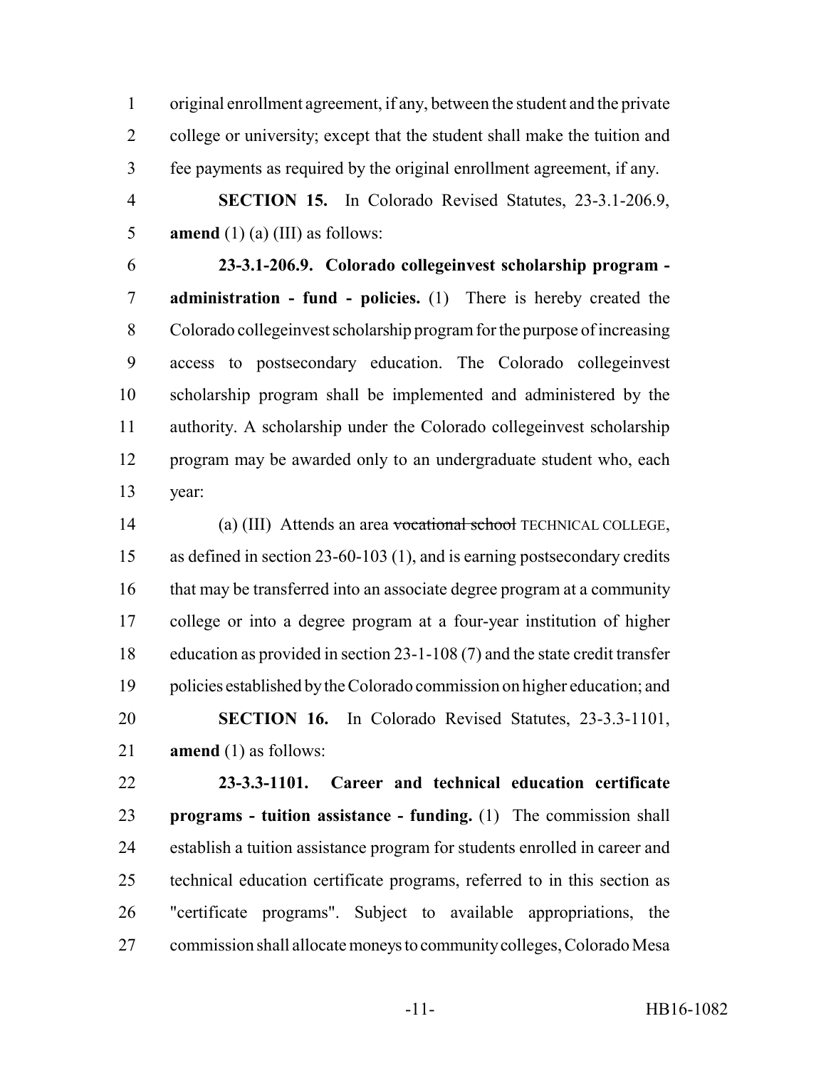original enrollment agreement, if any, between the student and the private college or university; except that the student shall make the tuition and fee payments as required by the original enrollment agreement, if any.

**SECTION 15.** In Colorado Revised Statutes, 23-3.1-206.9, **amend** (1) (a) (III) as follows:

**23-3.1-206.9. Colorado collegeinvest scholarship program - administration - fund - policies.** (1) There is hereby created the Colorado collegeinvest scholarship program for the purpose of increasing access to postsecondary education. The Colorado collegeinvest scholarship program shall be implemented and administered by the authority. A scholarship under the Colorado collegeinvest scholarship program may be awarded only to an undergraduate student who, each year:

(a) (III) Attends an area ~~vocational school~~ TECHNICAL COLLEGE, as defined in section 23-60-103 (1), and is earning postsecondary credits that may be transferred into an associate degree program at a community college or into a degree program at a four-year institution of higher education as provided in section 23-1-108 (7) and the state credit transfer policies established by the Colorado commission on higher education; and

**SECTION 16.** In Colorado Revised Statutes, 23-3.3-1101, **amend** (1) as follows:

**23-3.3-1101. Career and technical education certificate programs - tuition assistance - funding.** (1) The commission shall establish a tuition assistance program for students enrolled in career and technical education certificate programs, referred to in this section as "certificate programs". Subject to available appropriations, the commission shall allocate moneys to community colleges, Colorado Mesa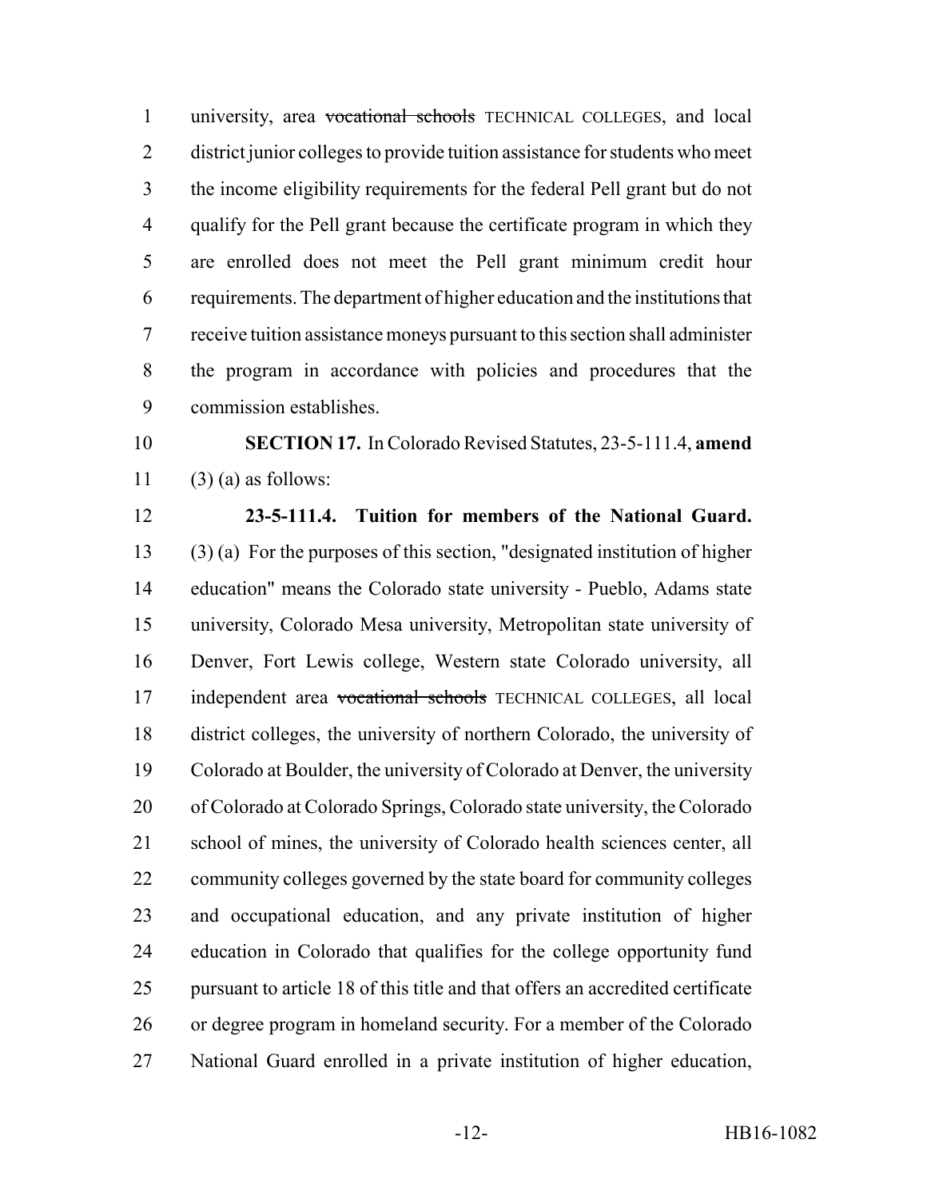university, area ~~vocational schools~~ TECHNICAL COLLEGES, and local district junior colleges to provide tuition assistance for students who meet the income eligibility requirements for the federal Pell grant but do not qualify for the Pell grant because the certificate program in which they are enrolled does not meet the Pell grant minimum credit hour requirements. The department of higher education and the institutions that receive tuition assistance moneys pursuant to this section shall administer the program in accordance with policies and procedures that the commission establishes.

**SECTION 17.** In Colorado Revised Statutes, 23-5-111.4, **amend** (3) (a) as follows:

**23-5-111.4. Tuition for members of the National Guard.** (3) (a) For the purposes of this section, "designated institution of higher education" means the Colorado state university - Pueblo, Adams state university, Colorado Mesa university, Metropolitan state university of Denver, Fort Lewis college, Western state Colorado university, all independent area ~~vocational schools~~ TECHNICAL COLLEGES, all local district colleges, the university of northern Colorado, the university of Colorado at Boulder, the university of Colorado at Denver, the university of Colorado at Colorado Springs, Colorado state university, the Colorado school of mines, the university of Colorado health sciences center, all community colleges governed by the state board for community colleges and occupational education, and any private institution of higher education in Colorado that qualifies for the college opportunity fund pursuant to article 18 of this title and that offers an accredited certificate or degree program in homeland security. For a member of the Colorado National Guard enrolled in a private institution of higher education,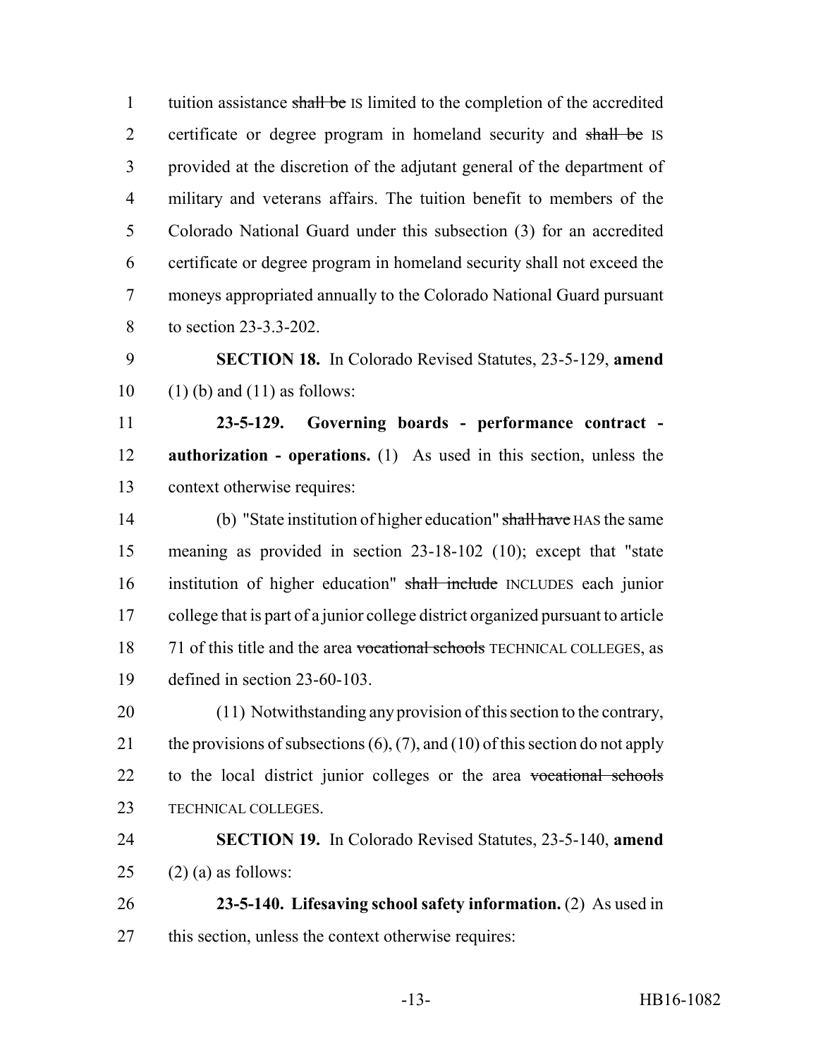tuition assistance ~~shall be~~ IS limited to the completion of the accredited certificate or degree program in homeland security and ~~shall be~~ IS provided at the discretion of the adjutant general of the department of military and veterans affairs. The tuition benefit to members of the Colorado National Guard under this subsection (3) for an accredited certificate or degree program in homeland security shall not exceed the moneys appropriated annually to the Colorado National Guard pursuant to section 23-3.3-202.

**SECTION 18.** In Colorado Revised Statutes, 23-5-129, **amend** (1) (b) and (11) as follows:

**23-5-129. Governing boards - performance contract - authorization - operations.** (1) As used in this section, unless the context otherwise requires:

(b) "State institution of higher education" ~~shall have~~ HAS the same meaning as provided in section 23-18-102 (10); except that "state institution of higher education" ~~shall include~~ INCLUDES each junior college that is part of a junior college district organized pursuant to article 71 of this title and the area ~~vocational schools~~ TECHNICAL COLLEGES, as defined in section 23-60-103.

(11) Notwithstanding any provision of this section to the contrary, the provisions of subsections (6), (7), and (10) of this section do not apply to the local district junior colleges or the area ~~vocational schools~~ TECHNICAL COLLEGES.

**SECTION 19.** In Colorado Revised Statutes, 23-5-140, **amend** (2) (a) as follows:

**23-5-140. Lifesaving school safety information.** (2) As used in this section, unless the context otherwise requires: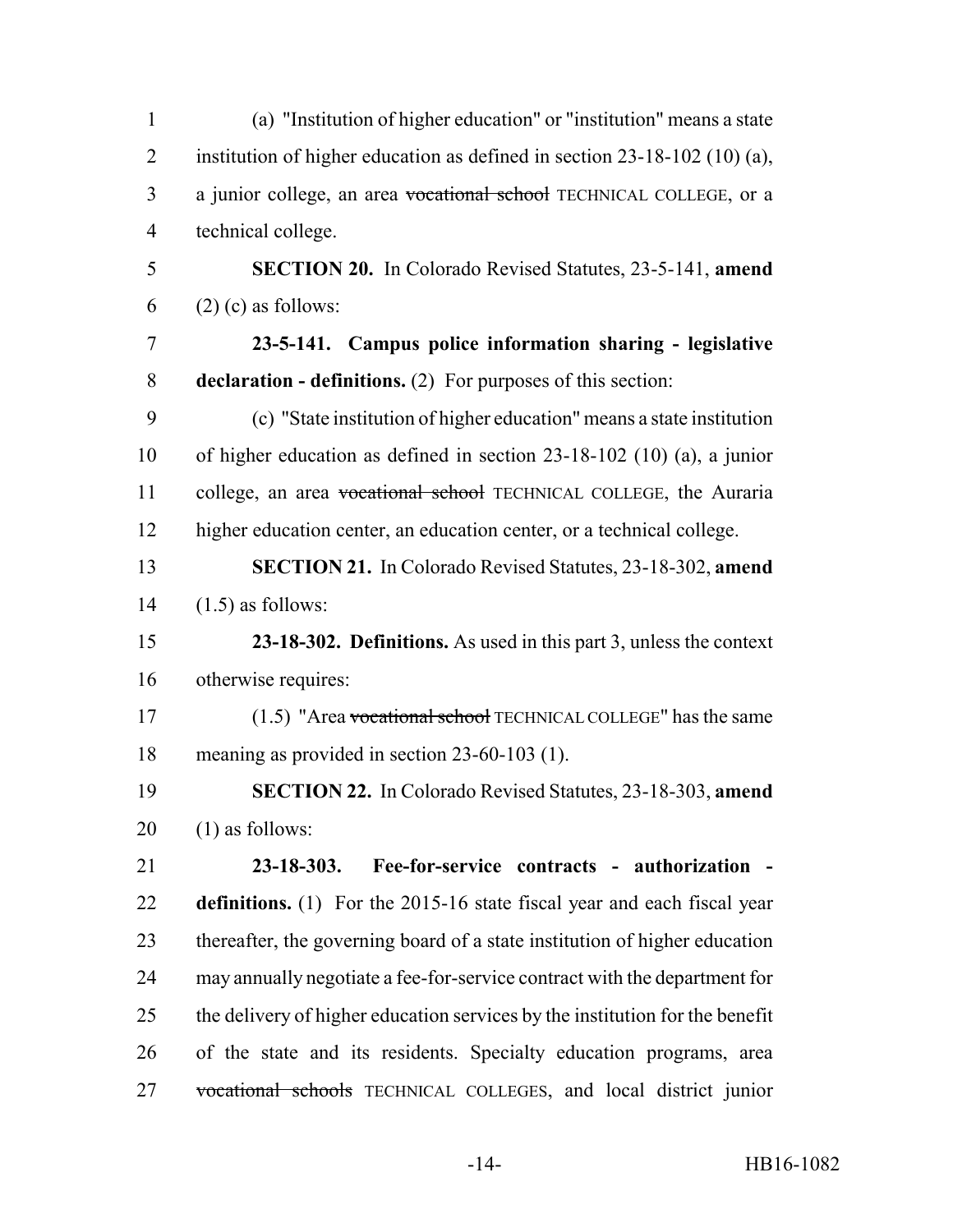(a) "Institution of higher education" or "institution" means a state institution of higher education as defined in section 23-18-102 (10) (a), a junior college, an area ~~vocational school~~ TECHNICAL COLLEGE, or a technical college.

**SECTION 20.** In Colorado Revised Statutes, 23-5-141, **amend** (2) (c) as follows:

**23-5-141. Campus police information sharing - legislative declaration - definitions.** (2) For purposes of this section:

(c) "State institution of higher education" means a state institution of higher education as defined in section 23-18-102 (10) (a), a junior college, an area ~~vocational school~~ TECHNICAL COLLEGE, the Auraria higher education center, an education center, or a technical college.

**SECTION 21.** In Colorado Revised Statutes, 23-18-302, **amend** (1.5) as follows:

**23-18-302. Definitions.** As used in this part 3, unless the context otherwise requires:

(1.5) "Area ~~vocational school~~ TECHNICAL COLLEGE" has the same meaning as provided in section 23-60-103 (1).

**SECTION 22.** In Colorado Revised Statutes, 23-18-303, **amend** (1) as follows:

**23-18-303. Fee-for-service contracts - authorization - definitions.** (1) For the 2015-16 state fiscal year and each fiscal year thereafter, the governing board of a state institution of higher education may annually negotiate a fee-for-service contract with the department for the delivery of higher education services by the institution for the benefit of the state and its residents. Specialty education programs, area ~~vocational schools~~ TECHNICAL COLLEGES, and local district junior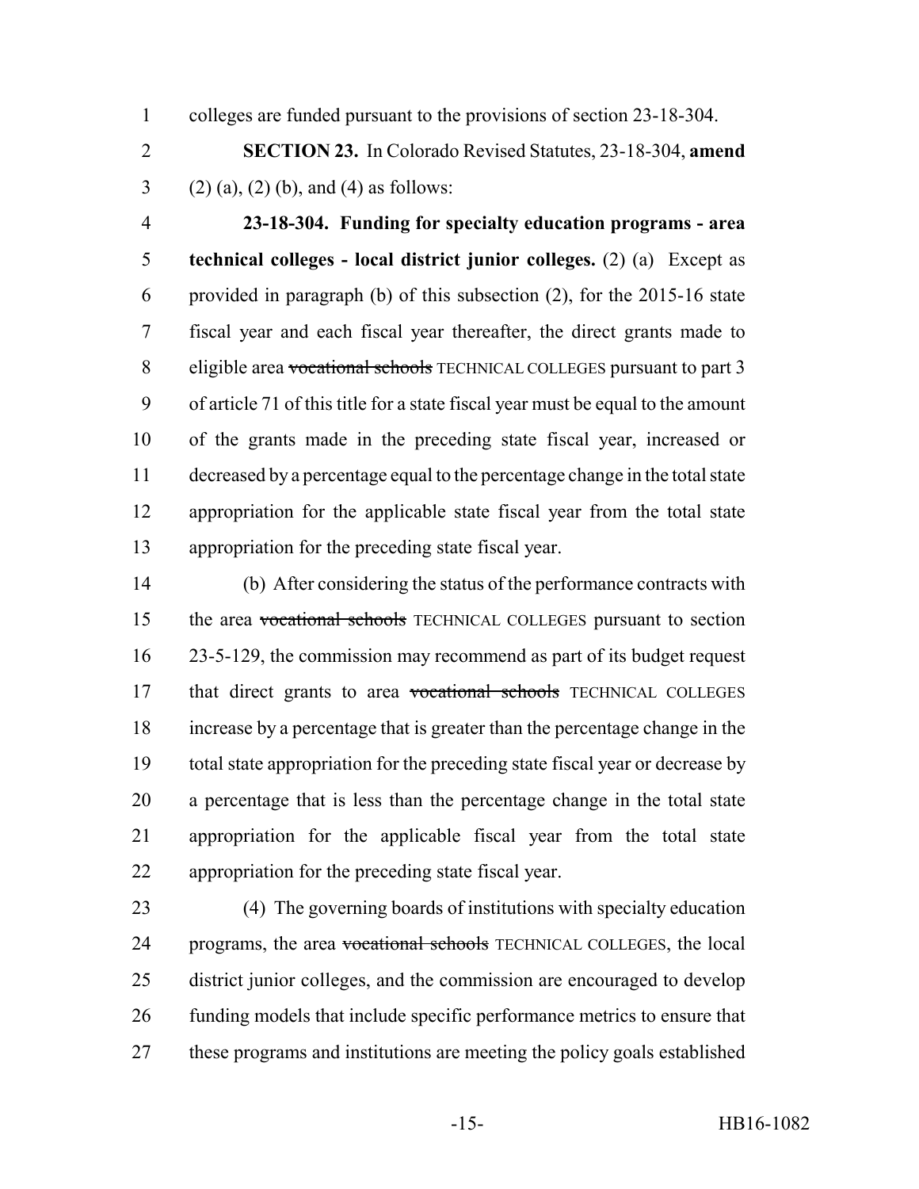colleges are funded pursuant to the provisions of section 23-18-304.

**SECTION 23.** In Colorado Revised Statutes, 23-18-304, **amend** (2) (a), (2) (b), and (4) as follows:

**23-18-304. Funding for specialty education programs - area technical colleges - local district junior colleges.** (2) (a) Except as provided in paragraph (b) of this subsection (2), for the 2015-16 state fiscal year and each fiscal year thereafter, the direct grants made to eligible area ~~vocational schools~~ TECHNICAL COLLEGES pursuant to part 3 of article 71 of this title for a state fiscal year must be equal to the amount of the grants made in the preceding state fiscal year, increased or decreased by a percentage equal to the percentage change in the total state appropriation for the applicable state fiscal year from the total state appropriation for the preceding state fiscal year.

(b) After considering the status of the performance contracts with the area ~~vocational schools~~ TECHNICAL COLLEGES pursuant to section 23-5-129, the commission may recommend as part of its budget request that direct grants to area ~~vocational schools~~ TECHNICAL COLLEGES increase by a percentage that is greater than the percentage change in the total state appropriation for the preceding state fiscal year or decrease by a percentage that is less than the percentage change in the total state appropriation for the applicable fiscal year from the total state appropriation for the preceding state fiscal year.

(4) The governing boards of institutions with specialty education programs, the area ~~vocational schools~~ TECHNICAL COLLEGES, the local district junior colleges, and the commission are encouraged to develop funding models that include specific performance metrics to ensure that these programs and institutions are meeting the policy goals established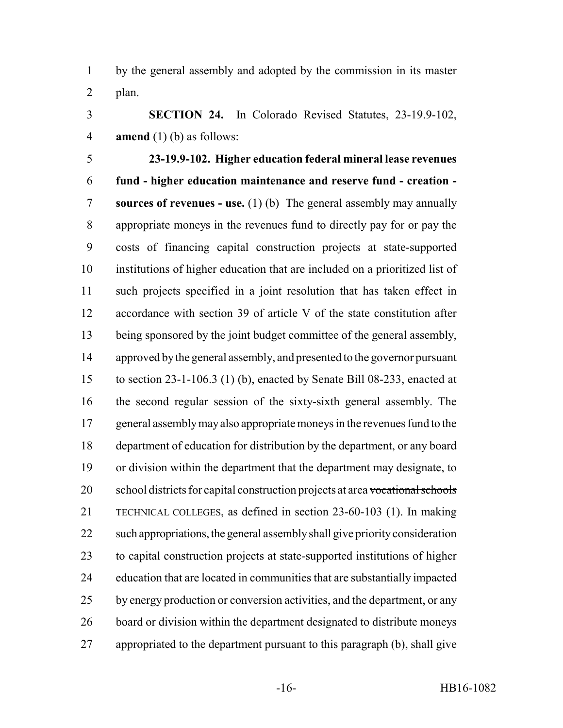by the general assembly and adopted by the commission in its master plan.

**SECTION 24.** In Colorado Revised Statutes, 23-19.9-102, **amend** (1) (b) as follows:

**23-19.9-102. Higher education federal mineral lease revenues fund - higher education maintenance and reserve fund - creation - sources of revenues - use.** (1) (b) The general assembly may annually appropriate moneys in the revenues fund to directly pay for or pay the costs of financing capital construction projects at state-supported institutions of higher education that are included on a prioritized list of such projects specified in a joint resolution that has taken effect in accordance with section 39 of article V of the state constitution after being sponsored by the joint budget committee of the general assembly, approved by the general assembly, and presented to the governor pursuant to section 23-1-106.3 (1) (b), enacted by Senate Bill 08-233, enacted at the second regular session of the sixty-sixth general assembly. The general assembly may also appropriate moneys in the revenues fund to the department of education for distribution by the department, or any board or division within the department that the department may designate, to school districts for capital construction projects at area ~~vocational schools~~ TECHNICAL COLLEGES, as defined in section 23-60-103 (1). In making such appropriations, the general assembly shall give priority consideration to capital construction projects at state-supported institutions of higher education that are located in communities that are substantially impacted by energy production or conversion activities, and the department, or any board or division within the department designated to distribute moneys appropriated to the department pursuant to this paragraph (b), shall give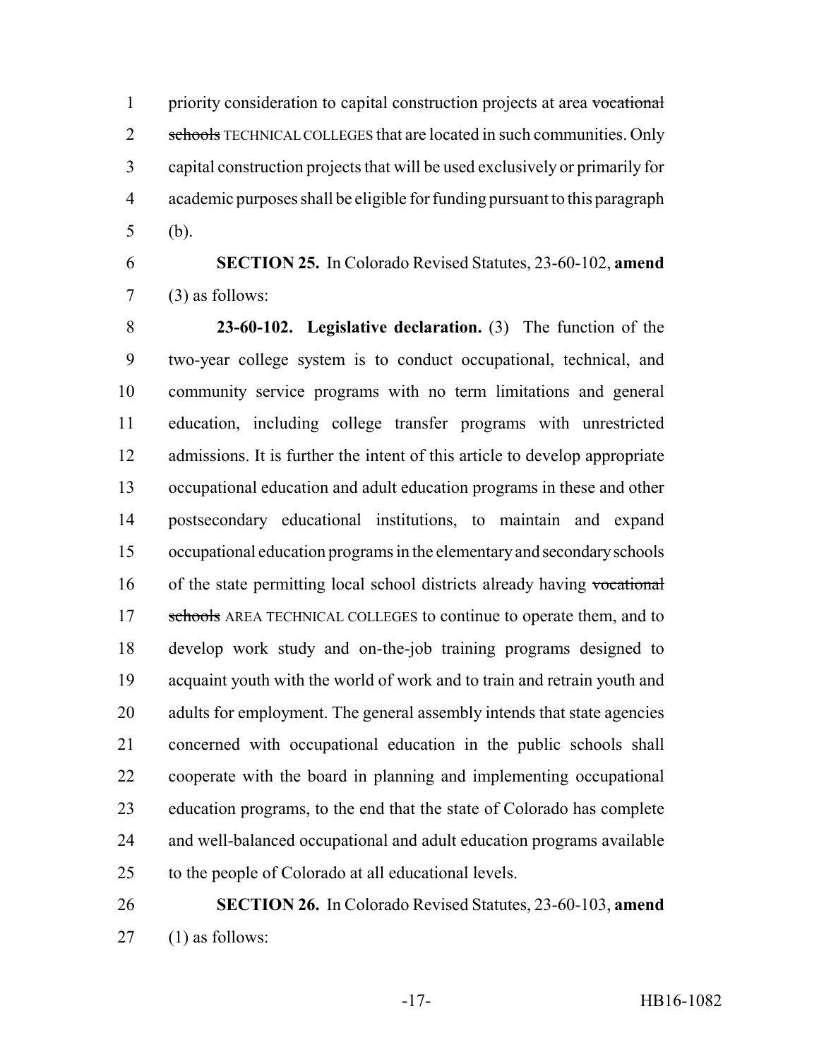priority consideration to capital construction projects at area ~~vocational schools~~ TECHNICAL COLLEGES that are located in such communities. Only capital construction projects that will be used exclusively or primarily for academic purposes shall be eligible for funding pursuant to this paragraph (b).

**SECTION 25.** In Colorado Revised Statutes, 23-60-102, **amend** (3) as follows:

**23-60-102. Legislative declaration.** (3) The function of the two-year college system is to conduct occupational, technical, and community service programs with no term limitations and general education, including college transfer programs with unrestricted admissions. It is further the intent of this article to develop appropriate occupational education and adult education programs in these and other postsecondary educational institutions, to maintain and expand occupational education programs in the elementary and secondary schools of the state permitting local school districts already having ~~vocational schools~~ AREA TECHNICAL COLLEGES to continue to operate them, and to develop work study and on-the-job training programs designed to acquaint youth with the world of work and to train and retrain youth and adults for employment. The general assembly intends that state agencies concerned with occupational education in the public schools shall cooperate with the board in planning and implementing occupational education programs, to the end that the state of Colorado has complete and well-balanced occupational and adult education programs available to the people of Colorado at all educational levels.

**SECTION 26.** In Colorado Revised Statutes, 23-60-103, **amend** (1) as follows: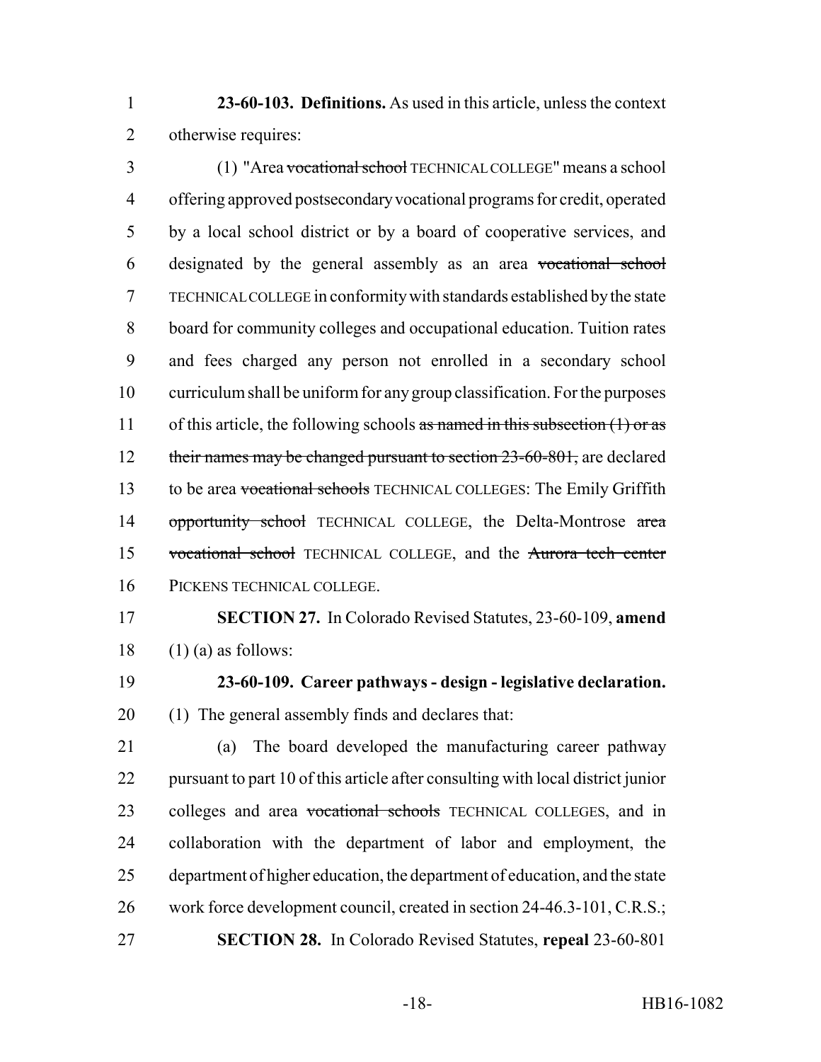**23-60-103. Definitions.** As used in this article, unless the context otherwise requires:

(1) "Area ~~vocational school~~ TECHNICAL COLLEGE" means a school offering approved postsecondary vocational programs for credit, operated by a local school district or by a board of cooperative services, and designated by the general assembly as an area ~~vocational school~~ TECHNICAL COLLEGE in conformity with standards established by the state board for community colleges and occupational education. Tuition rates and fees charged any person not enrolled in a secondary school curriculum shall be uniform for any group classification. For the purposes of this article, the following schools ~~as named in this subsection (1) or as their names may be changed pursuant to section 23-60-801,~~ are declared to be area ~~vocational schools~~ TECHNICAL COLLEGES: The Emily Griffith ~~opportunity school~~ TECHNICAL COLLEGE, the Delta-Montrose ~~area vocational school~~ TECHNICAL COLLEGE, and the ~~Aurora tech center~~ PICKENS TECHNICAL COLLEGE.

**SECTION 27.** In Colorado Revised Statutes, 23-60-109, **amend** (1) (a) as follows:

**23-60-109. Career pathways - design - legislative declaration.** (1) The general assembly finds and declares that:

(a) The board developed the manufacturing career pathway pursuant to part 10 of this article after consulting with local district junior colleges and area ~~vocational schools~~ TECHNICAL COLLEGES, and in collaboration with the department of labor and employment, the department of higher education, the department of education, and the state work force development council, created in section 24-46.3-101, C.R.S.;

**SECTION 28.** In Colorado Revised Statutes, **repeal** 23-60-801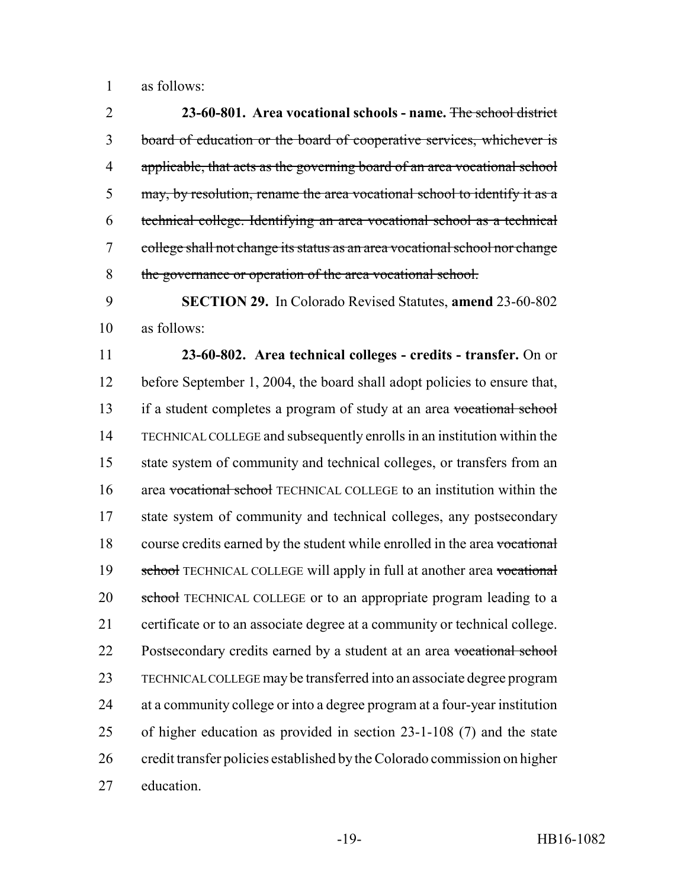as follows:

**23-60-801. Area vocational schools - name.** ~~The school district board of education or the board of cooperative services, whichever is applicable, that acts as the governing board of an area vocational school may, by resolution, rename the area vocational school to identify it as a technical college. Identifying an area vocational school as a technical college shall not change its status as an area vocational school nor change the governance or operation of the area vocational school.~~

**SECTION 29.** In Colorado Revised Statutes, **amend** 23-60-802 as follows:

**23-60-802. Area technical colleges - credits - transfer.** On or before September 1, 2004, the board shall adopt policies to ensure that, if a student completes a program of study at an area ~~vocational school~~ TECHNICAL COLLEGE and subsequently enrolls in an institution within the state system of community and technical colleges, or transfers from an area ~~vocational school~~ TECHNICAL COLLEGE to an institution within the state system of community and technical colleges, any postsecondary course credits earned by the student while enrolled in the area ~~vocational school~~ TECHNICAL COLLEGE will apply in full at another area ~~vocational school~~ TECHNICAL COLLEGE or to an appropriate program leading to a certificate or to an associate degree at a community or technical college. Postsecondary credits earned by a student at an area ~~vocational school~~ TECHNICAL COLLEGE may be transferred into an associate degree program at a community college or into a degree program at a four-year institution of higher education as provided in section 23-1-108 (7) and the state credit transfer policies established by the Colorado commission on higher education.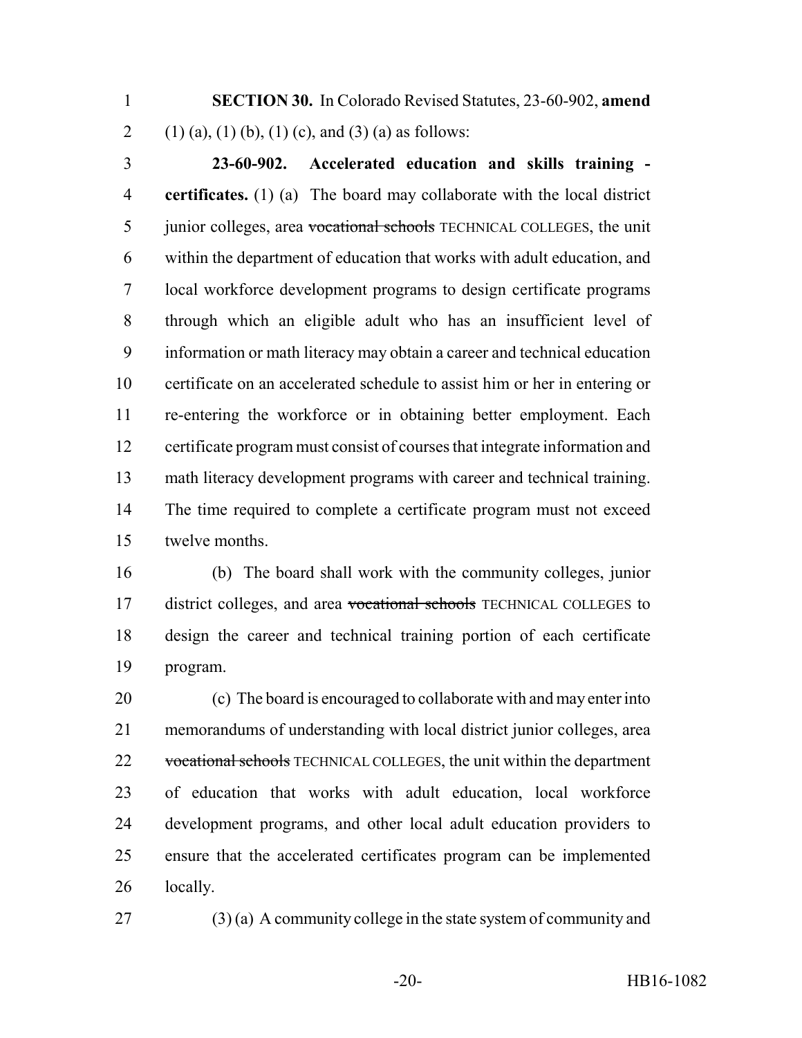**SECTION 30.** In Colorado Revised Statutes, 23-60-902, **amend** (1) (a), (1) (b), (1) (c), and (3) (a) as follows:

**23-60-902. Accelerated education and skills training - certificates.** (1) (a) The board may collaborate with the local district junior colleges, area ~~vocational schools~~ TECHNICAL COLLEGES, the unit within the department of education that works with adult education, and local workforce development programs to design certificate programs through which an eligible adult who has an insufficient level of information or math literacy may obtain a career and technical education certificate on an accelerated schedule to assist him or her in entering or re-entering the workforce or in obtaining better employment. Each certificate program must consist of courses that integrate information and math literacy development programs with career and technical training. The time required to complete a certificate program must not exceed twelve months.

(b) The board shall work with the community colleges, junior district colleges, and area ~~vocational schools~~ TECHNICAL COLLEGES to design the career and technical training portion of each certificate program.

(c) The board is encouraged to collaborate with and may enter into memorandums of understanding with local district junior colleges, area ~~vocational schools~~ TECHNICAL COLLEGES, the unit within the department of education that works with adult education, local workforce development programs, and other local adult education providers to ensure that the accelerated certificates program can be implemented locally.

(3) (a) A community college in the state system of community and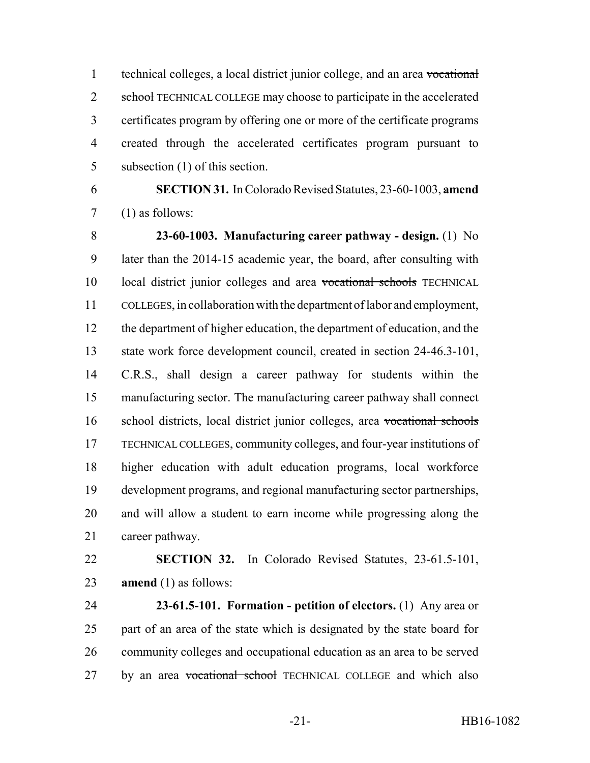technical colleges, a local district junior college, and an area ~~vocational school~~ TECHNICAL COLLEGE may choose to participate in the accelerated certificates program by offering one or more of the certificate programs created through the accelerated certificates program pursuant to subsection (1) of this section.

**SECTION 31.** In Colorado Revised Statutes, 23-60-1003, **amend** (1) as follows:

**23-60-1003. Manufacturing career pathway - design.** (1) No later than the 2014-15 academic year, the board, after consulting with local district junior colleges and area ~~vocational schools~~ TECHNICAL COLLEGES, in collaboration with the department of labor and employment, the department of higher education, the department of education, and the state work force development council, created in section 24-46.3-101, C.R.S., shall design a career pathway for students within the manufacturing sector. The manufacturing career pathway shall connect school districts, local district junior colleges, area ~~vocational schools~~ TECHNICAL COLLEGES, community colleges, and four-year institutions of higher education with adult education programs, local workforce development programs, and regional manufacturing sector partnerships, and will allow a student to earn income while progressing along the career pathway.

**SECTION 32.** In Colorado Revised Statutes, 23-61.5-101, **amend** (1) as follows:

**23-61.5-101. Formation - petition of electors.** (1) Any area or part of an area of the state which is designated by the state board for community colleges and occupational education as an area to be served by an area ~~vocational school~~ TECHNICAL COLLEGE and which also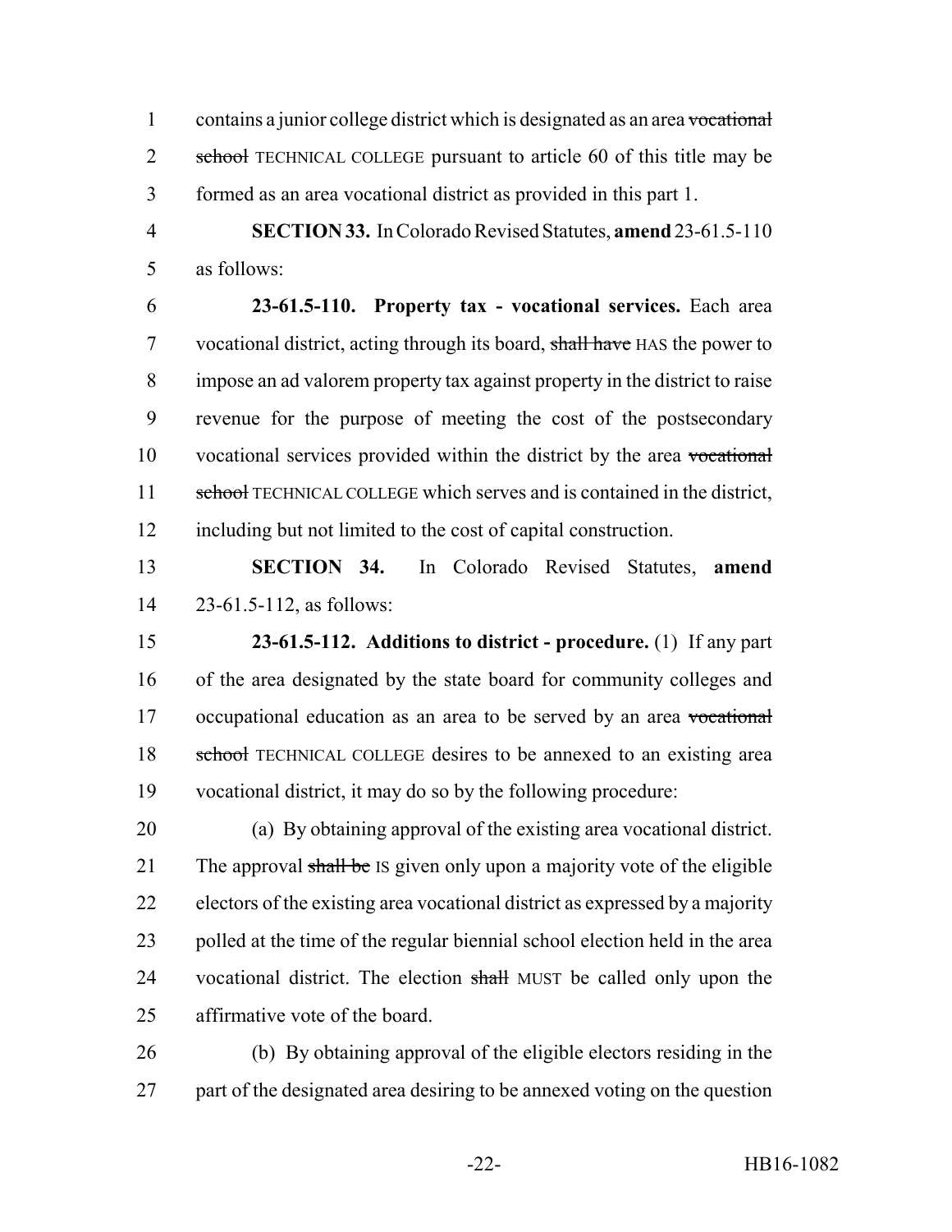contains a junior college district which is designated as an area ~~vocational school~~ TECHNICAL COLLEGE pursuant to article 60 of this title may be formed as an area vocational district as provided in this part 1.

**SECTION 33.** In Colorado Revised Statutes, **amend** 23-61.5-110 as follows:

**23-61.5-110. Property tax - vocational services.** Each area vocational district, acting through its board, ~~shall have~~ HAS the power to impose an ad valorem property tax against property in the district to raise revenue for the purpose of meeting the cost of the postsecondary vocational services provided within the district by the area ~~vocational school~~ TECHNICAL COLLEGE which serves and is contained in the district, including but not limited to the cost of capital construction.

**SECTION 34.** In Colorado Revised Statutes, **amend** 23-61.5-112, as follows:

**23-61.5-112. Additions to district - procedure.** (1) If any part of the area designated by the state board for community colleges and occupational education as an area to be served by an area ~~vocational school~~ TECHNICAL COLLEGE desires to be annexed to an existing area vocational district, it may do so by the following procedure:

(a) By obtaining approval of the existing area vocational district. The approval ~~shall be~~ IS given only upon a majority vote of the eligible electors of the existing area vocational district as expressed by a majority polled at the time of the regular biennial school election held in the area vocational district. The election ~~shall~~ MUST be called only upon the affirmative vote of the board.

(b) By obtaining approval of the eligible electors residing in the part of the designated area desiring to be annexed voting on the question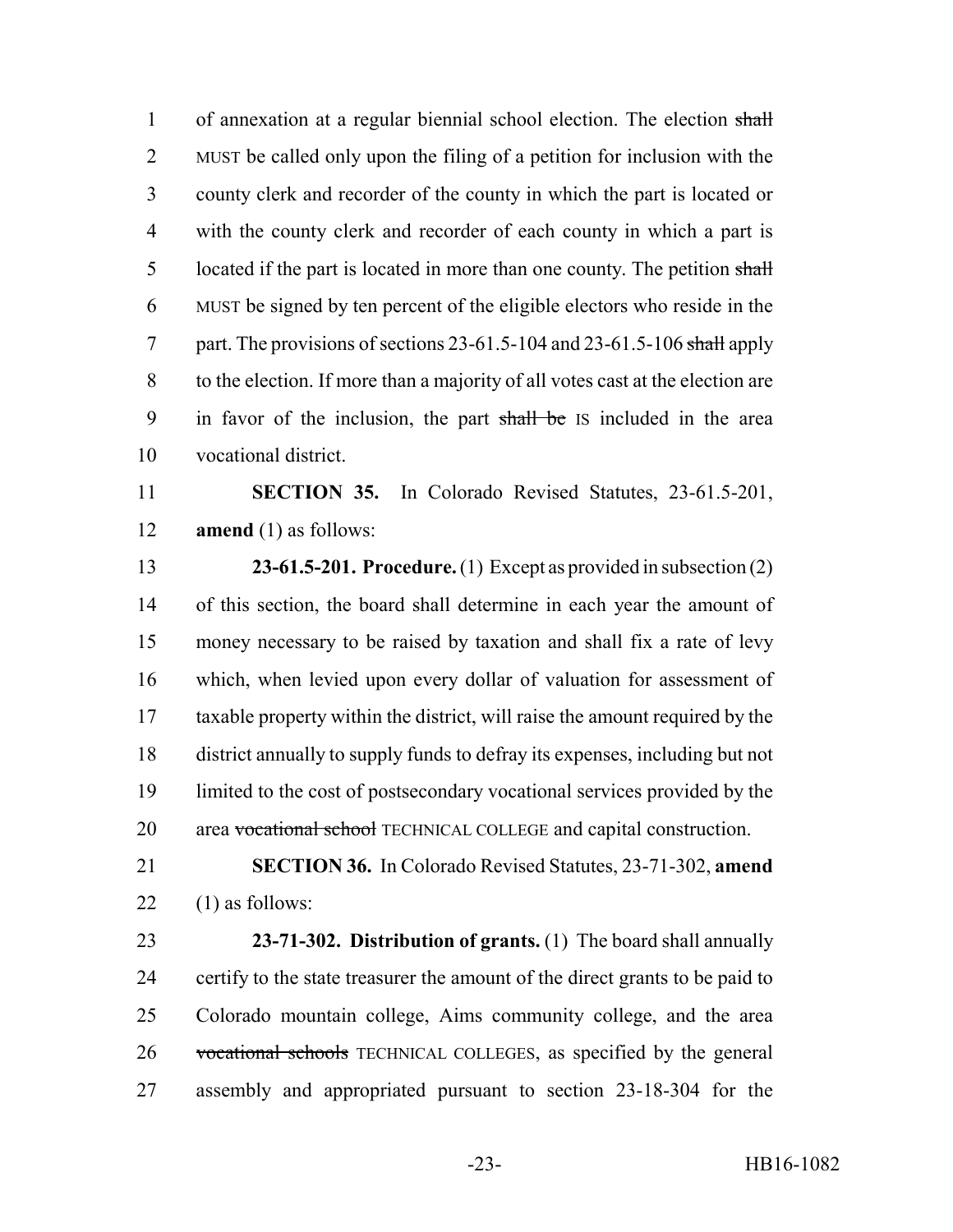of annexation at a regular biennial school election. The election ~~shall~~ MUST be called only upon the filing of a petition for inclusion with the county clerk and recorder of the county in which the part is located or with the county clerk and recorder of each county in which a part is located if the part is located in more than one county. The petition ~~shall~~ MUST be signed by ten percent of the eligible electors who reside in the part. The provisions of sections 23-61.5-104 and 23-61.5-106 ~~shall~~ apply to the election. If more than a majority of all votes cast at the election are in favor of the inclusion, the part ~~shall be~~ IS included in the area vocational district.

**SECTION 35.** In Colorado Revised Statutes, 23-61.5-201, **amend** (1) as follows:

**23-61.5-201. Procedure.** (1) Except as provided in subsection (2) of this section, the board shall determine in each year the amount of money necessary to be raised by taxation and shall fix a rate of levy which, when levied upon every dollar of valuation for assessment of taxable property within the district, will raise the amount required by the district annually to supply funds to defray its expenses, including but not limited to the cost of postsecondary vocational services provided by the area ~~vocational school~~ TECHNICAL COLLEGE and capital construction.

**SECTION 36.** In Colorado Revised Statutes, 23-71-302, **amend** (1) as follows:

**23-71-302. Distribution of grants.** (1) The board shall annually certify to the state treasurer the amount of the direct grants to be paid to Colorado mountain college, Aims community college, and the area ~~vocational schools~~ TECHNICAL COLLEGES, as specified by the general assembly and appropriated pursuant to section 23-18-304 for the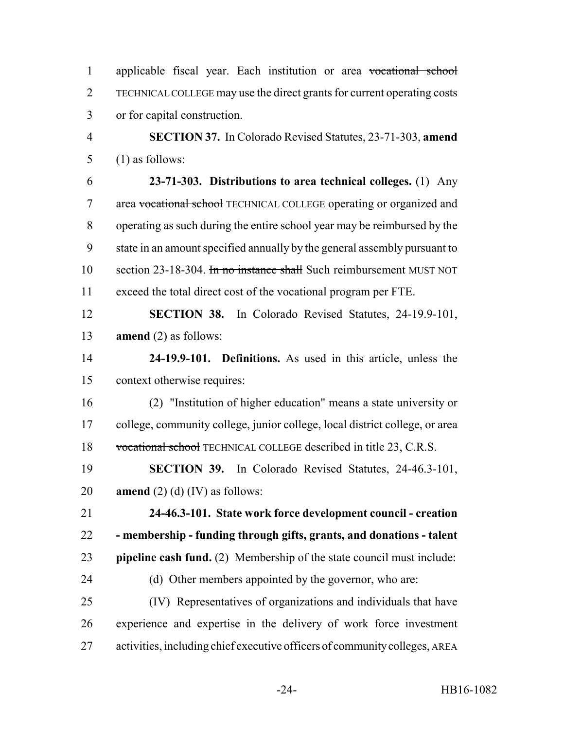applicable fiscal year. Each institution or area ~~vocational school~~ TECHNICAL COLLEGE may use the direct grants for current operating costs or for capital construction.

**SECTION 37.** In Colorado Revised Statutes, 23-71-303, **amend** (1) as follows:

**23-71-303. Distributions to area technical colleges.** (1) Any area ~~vocational school~~ TECHNICAL COLLEGE operating or organized and operating as such during the entire school year may be reimbursed by the state in an amount specified annually by the general assembly pursuant to section 23-18-304. ~~In no instance shall~~ Such reimbursement MUST NOT exceed the total direct cost of the vocational program per FTE.

**SECTION 38.** In Colorado Revised Statutes, 24-19.9-101, **amend** (2) as follows:

**24-19.9-101. Definitions.** As used in this article, unless the context otherwise requires:

(2) "Institution of higher education" means a state university or college, community college, junior college, local district college, or area ~~vocational school~~ TECHNICAL COLLEGE described in title 23, C.R.S.

**SECTION 39.** In Colorado Revised Statutes, 24-46.3-101, **amend** (2) (d) (IV) as follows:

**24-46.3-101. State work force development council - creation - membership - funding through gifts, grants, and donations - talent pipeline cash fund.** (2) Membership of the state council must include:

(d) Other members appointed by the governor, who are:

(IV) Representatives of organizations and individuals that have experience and expertise in the delivery of work force investment activities, including chief executive officers of community colleges, AREA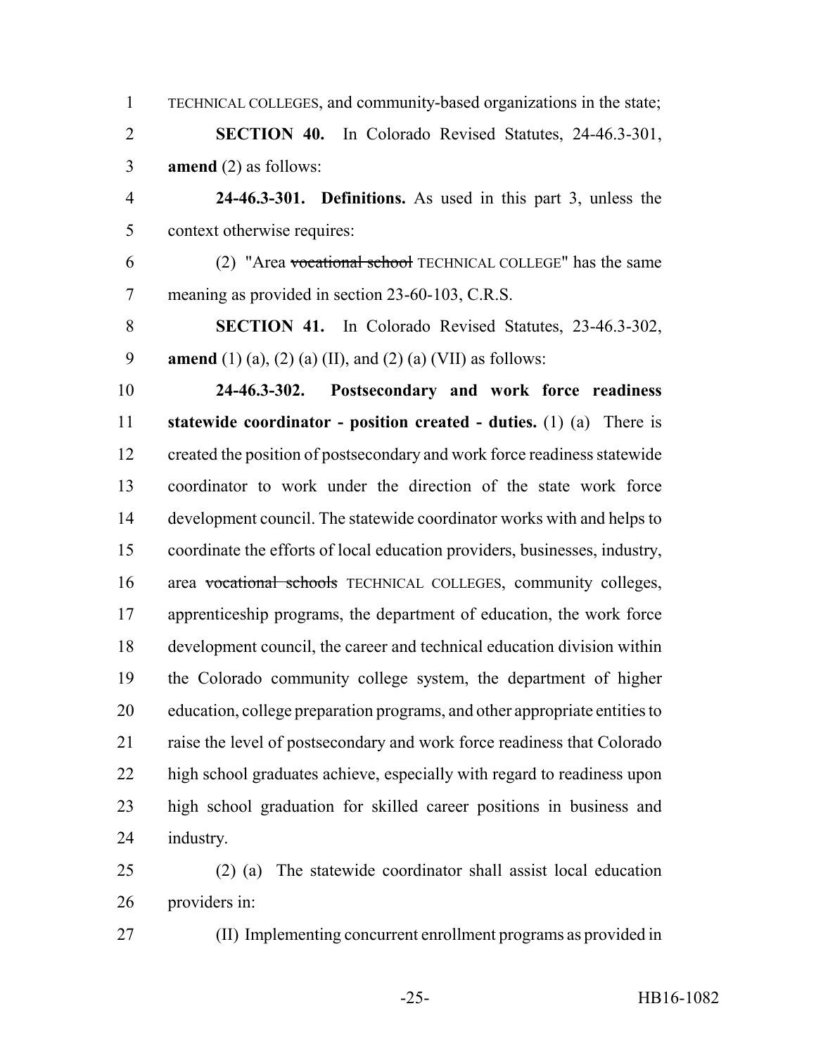TECHNICAL COLLEGES, and community-based organizations in the state;

**SECTION 40.** In Colorado Revised Statutes, 24-46.3-301, **amend** (2) as follows:

**24-46.3-301. Definitions.** As used in this part 3, unless the context otherwise requires:

(2) "Area ~~vocational school~~ TECHNICAL COLLEGE" has the same meaning as provided in section 23-60-103, C.R.S.

**SECTION 41.** In Colorado Revised Statutes, 23-46.3-302, **amend** (1) (a), (2) (a) (II), and (2) (a) (VII) as follows:

**24-46.3-302. Postsecondary and work force readiness statewide coordinator - position created - duties.** (1) (a) There is created the position of postsecondary and work force readiness statewide coordinator to work under the direction of the state work force development council. The statewide coordinator works with and helps to coordinate the efforts of local education providers, businesses, industry, area ~~vocational schools~~ TECHNICAL COLLEGES, community colleges, apprenticeship programs, the department of education, the work force development council, the career and technical education division within the Colorado community college system, the department of higher education, college preparation programs, and other appropriate entities to raise the level of postsecondary and work force readiness that Colorado high school graduates achieve, especially with regard to readiness upon high school graduation for skilled career positions in business and industry.

(2) (a) The statewide coordinator shall assist local education providers in:

(II) Implementing concurrent enrollment programs as provided in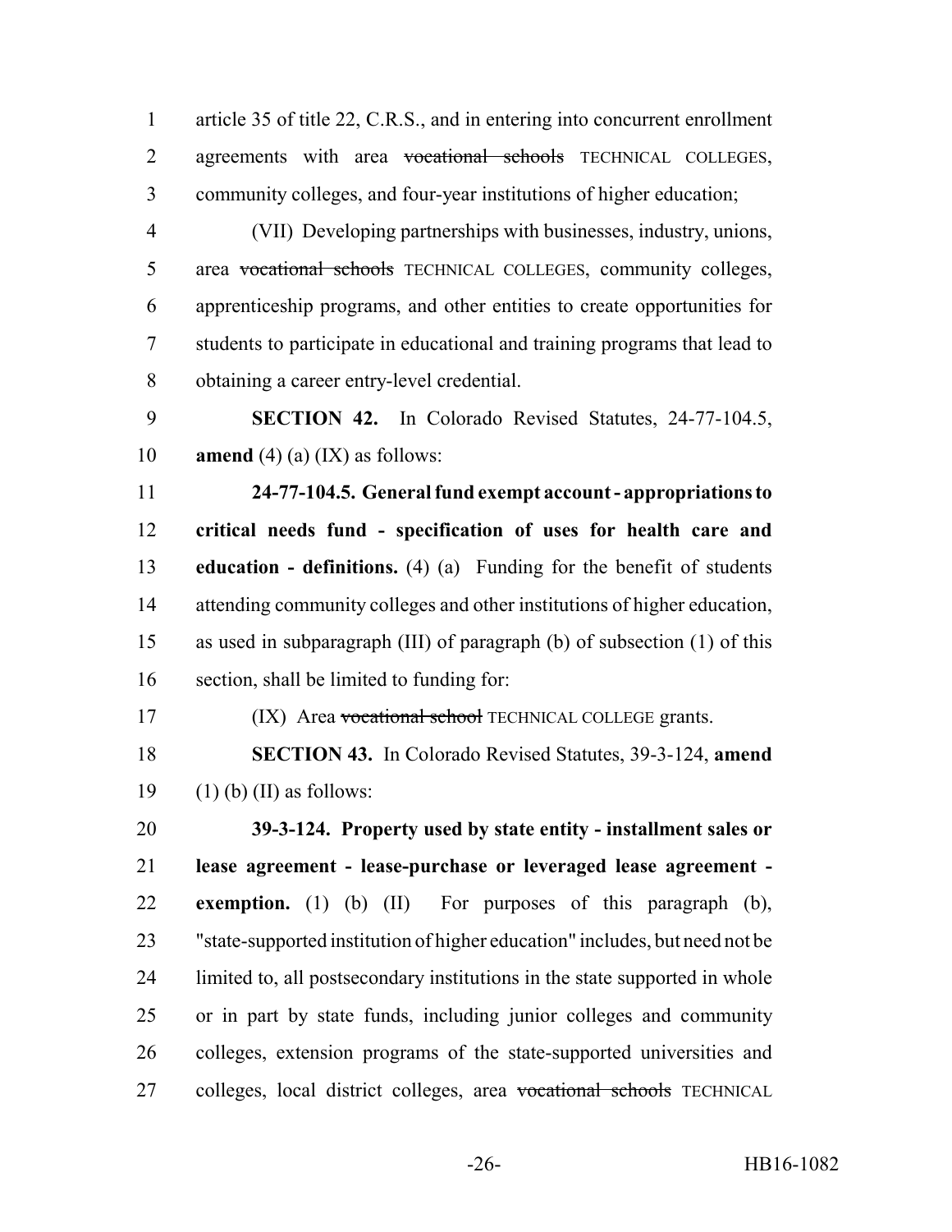article 35 of title 22, C.R.S., and in entering into concurrent enrollment agreements with area ~~vocational schools~~ TECHNICAL COLLEGES, community colleges, and four-year institutions of higher education;

(VII) Developing partnerships with businesses, industry, unions, area ~~vocational schools~~ TECHNICAL COLLEGES, community colleges, apprenticeship programs, and other entities to create opportunities for students to participate in educational and training programs that lead to obtaining a career entry-level credential.

**SECTION 42.** In Colorado Revised Statutes, 24-77-104.5, **amend** (4) (a) (IX) as follows:

**24-77-104.5. General fund exempt account - appropriations to critical needs fund - specification of uses for health care and education - definitions.** (4) (a) Funding for the benefit of students attending community colleges and other institutions of higher education, as used in subparagraph (III) of paragraph (b) of subsection (1) of this section, shall be limited to funding for:

(IX) Area ~~vocational school~~ TECHNICAL COLLEGE grants.

**SECTION 43.** In Colorado Revised Statutes, 39-3-124, **amend** (1) (b) (II) as follows:

**39-3-124. Property used by state entity - installment sales or lease agreement - lease-purchase or leveraged lease agreement - exemption.** (1) (b) (II) For purposes of this paragraph (b), "state-supported institution of higher education" includes, but need not be limited to, all postsecondary institutions in the state supported in whole or in part by state funds, including junior colleges and community colleges, extension programs of the state-supported universities and colleges, local district colleges, area ~~vocational schools~~ TECHNICAL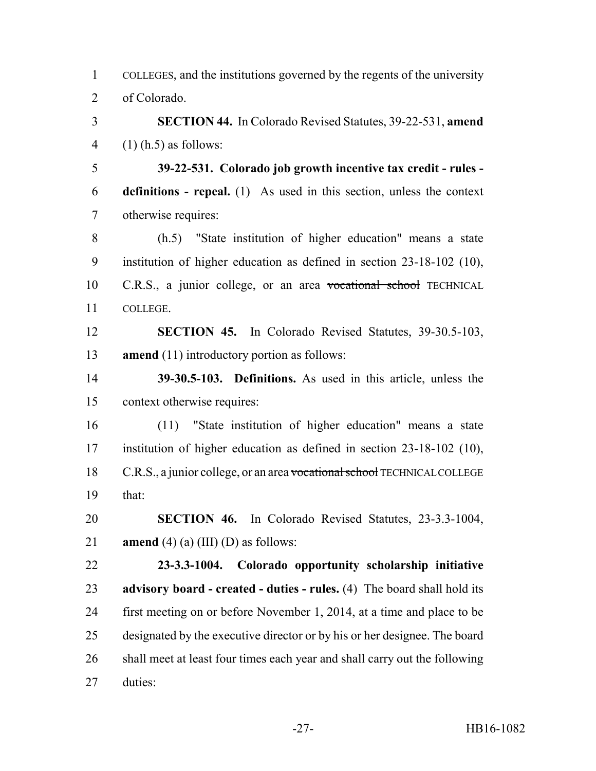COLLEGES, and the institutions governed by the regents of the university of Colorado.

**SECTION 44.** In Colorado Revised Statutes, 39-22-531, **amend** (1) (h.5) as follows:

**39-22-531. Colorado job growth incentive tax credit - rules - definitions - repeal.** (1) As used in this section, unless the context otherwise requires:

(h.5) "State institution of higher education" means a state institution of higher education as defined in section 23-18-102 (10), C.R.S., a junior college, or an area ~~vocational school~~ TECHNICAL COLLEGE.

**SECTION 45.** In Colorado Revised Statutes, 39-30.5-103, **amend** (11) introductory portion as follows:

**39-30.5-103. Definitions.** As used in this article, unless the context otherwise requires:

(11) "State institution of higher education" means a state institution of higher education as defined in section 23-18-102 (10), C.R.S., a junior college, or an area ~~vocational school~~ TECHNICAL COLLEGE that:

**SECTION 46.** In Colorado Revised Statutes, 23-3.3-1004, **amend** (4) (a) (III) (D) as follows:

**23-3.3-1004. Colorado opportunity scholarship initiative advisory board - created - duties - rules.** (4) The board shall hold its first meeting on or before November 1, 2014, at a time and place to be designated by the executive director or by his or her designee. The board shall meet at least four times each year and shall carry out the following duties: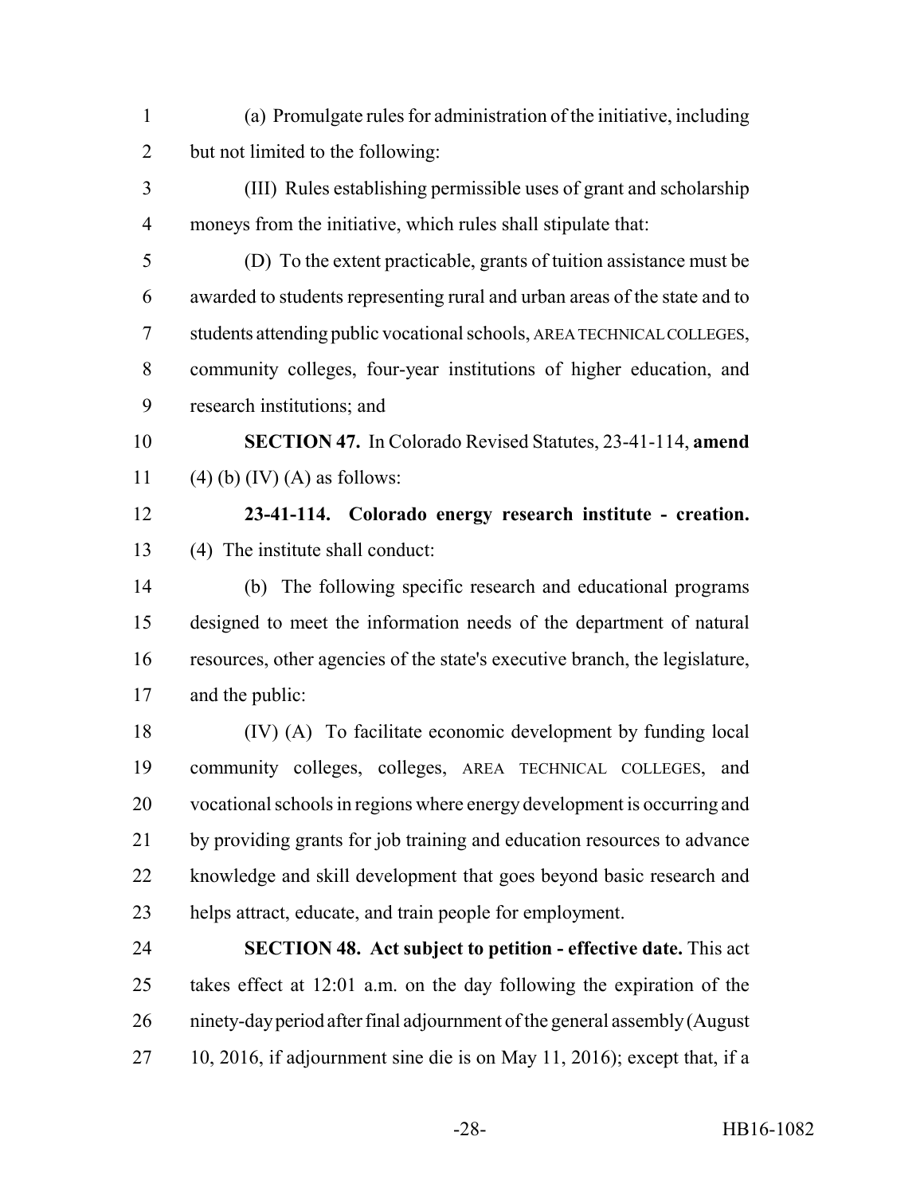(a) Promulgate rules for administration of the initiative, including but not limited to the following:

(III) Rules establishing permissible uses of grant and scholarship moneys from the initiative, which rules shall stipulate that:

(D) To the extent practicable, grants of tuition assistance must be awarded to students representing rural and urban areas of the state and to students attending public vocational schools, AREA TECHNICAL COLLEGES, community colleges, four-year institutions of higher education, and research institutions; and

**SECTION 47.** In Colorado Revised Statutes, 23-41-114, **amend** (4) (b) (IV) (A) as follows:

**23-41-114. Colorado energy research institute - creation.** (4) The institute shall conduct:

(b) The following specific research and educational programs designed to meet the information needs of the department of natural resources, other agencies of the state's executive branch, the legislature, and the public:

(IV) (A) To facilitate economic development by funding local community colleges, colleges, AREA TECHNICAL COLLEGES, and vocational schools in regions where energy development is occurring and by providing grants for job training and education resources to advance knowledge and skill development that goes beyond basic research and helps attract, educate, and train people for employment.

**SECTION 48. Act subject to petition - effective date.** This act takes effect at 12:01 a.m. on the day following the expiration of the ninety-day period after final adjournment of the general assembly (August 10, 2016, if adjournment sine die is on May 11, 2016); except that, if a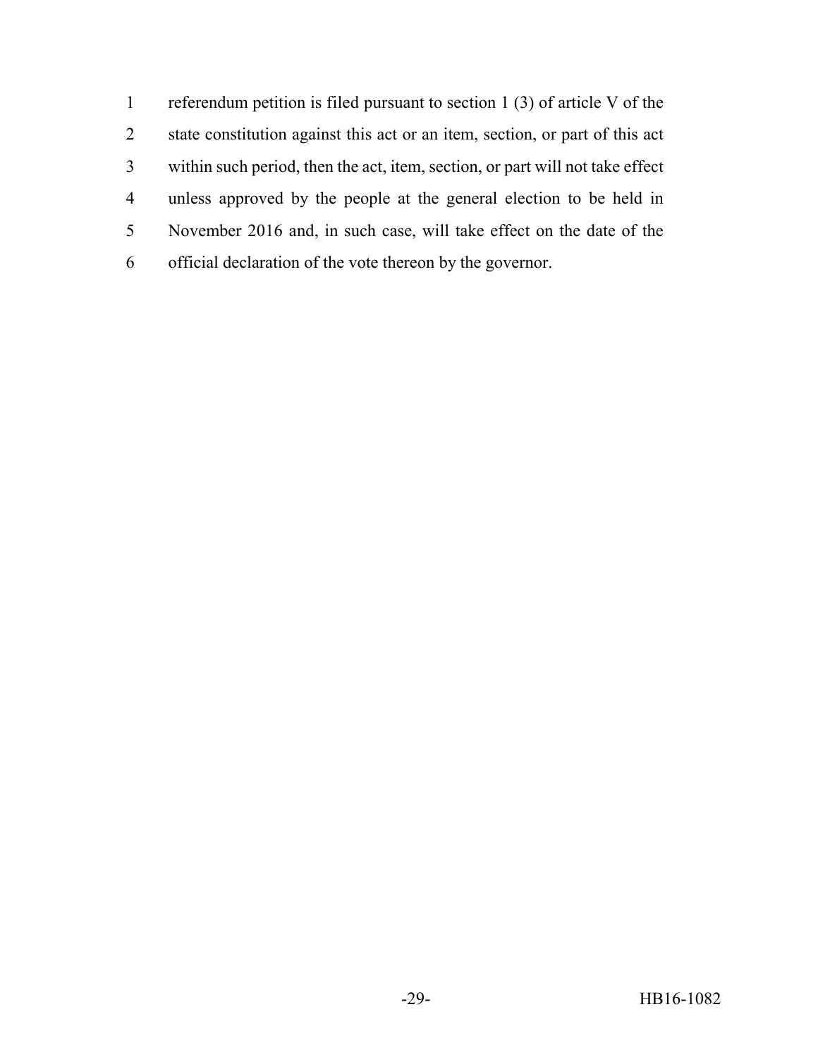referendum petition is filed pursuant to section 1 (3) of article V of the state constitution against this act or an item, section, or part of this act within such period, then the act, item, section, or part will not take effect unless approved by the people at the general election to be held in November 2016 and, in such case, will take effect on the date of the official declaration of the vote thereon by the governor.